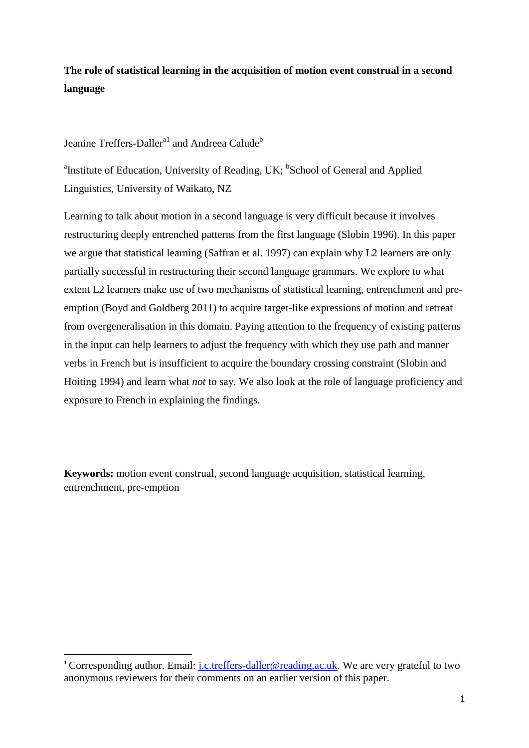# The role of statistical learning in the acquisition of motion event construal in a second language

Jeanine Treffers-Daller[a1] and Andreea Calude[b]

[a]Institute of Education, University of Reading, UK; [b]School of General and Applied Linguistics, University of Waikato, NZ

Learning to talk about motion in a second language is very difficult because it involves restructuring deeply entrenched patterns from the first language (Slobin 1996). In this paper we argue that statistical learning (Saffran et al. 1997) can explain why L2 learners are only partially successful in restructuring their second language grammars. We explore to what extent L2 learners make use of two mechanisms of statistical learning, entrenchment and pre-emption (Boyd and Goldberg 2011) to acquire target-like expressions of motion and retreat from overgeneralisation in this domain. Paying attention to the frequency of existing patterns in the input can help learners to adjust the frequency with which they use path and manner verbs in French but is insufficient to acquire the boundary crossing constraint (Slobin and Hoiting 1994) and learn what *not* to say. We also look at the role of language proficiency and exposure to French in explaining the findings.

**Keywords:** motion event construal, second language acquisition, statistical learning, entrenchment, pre-emption

[1] Corresponding author. Email: j.c.treffers-daller@reading.ac.uk. We are very grateful to two anonymous reviewers for their comments on an earlier version of this paper.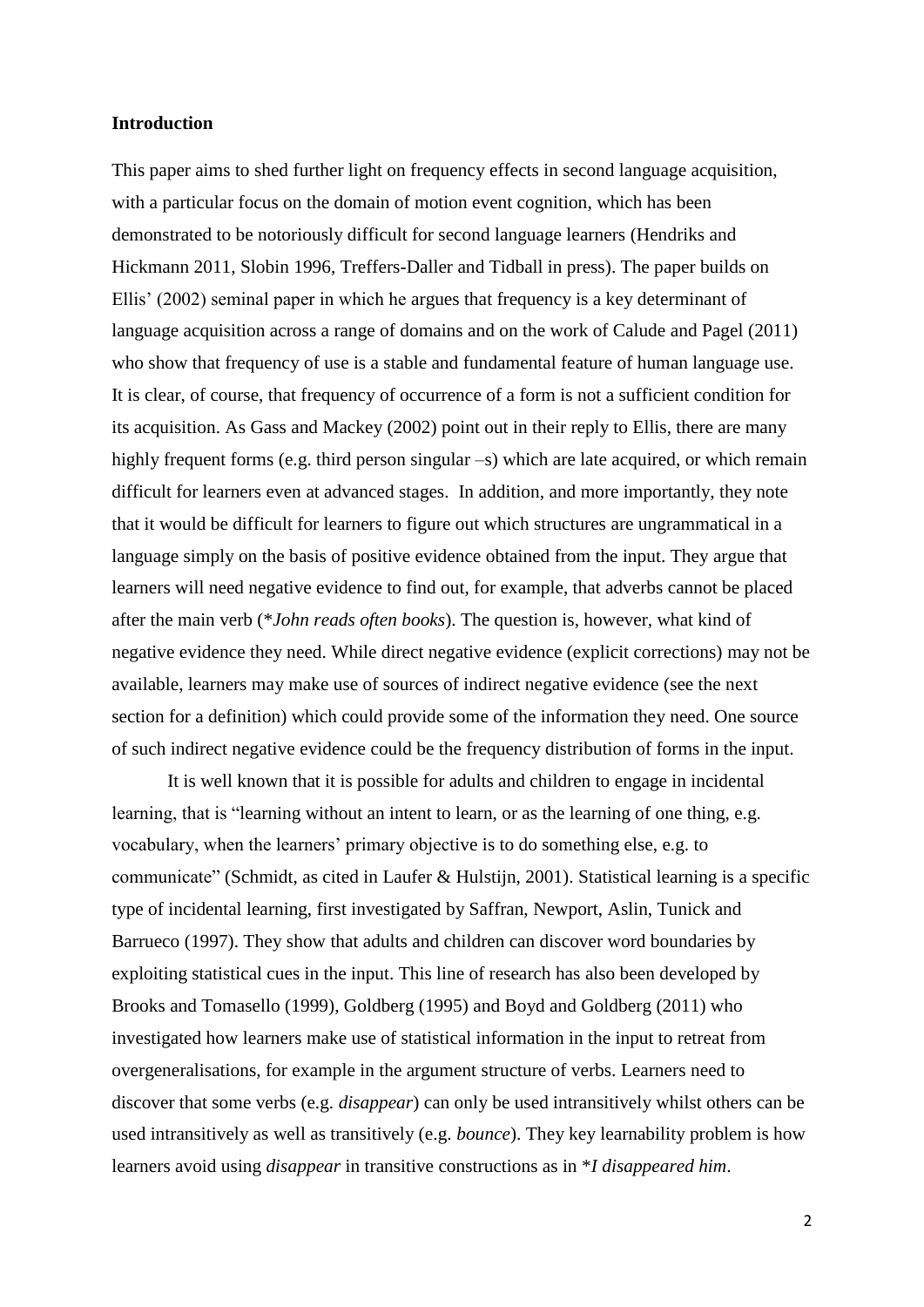## Introduction

This paper aims to shed further light on frequency effects in second language acquisition, with a particular focus on the domain of motion event cognition, which has been demonstrated to be notoriously difficult for second language learners (Hendriks and Hickmann 2011, Slobin 1996, Treffers-Daller and Tidball in press). The paper builds on Ellis' (2002) seminal paper in which he argues that frequency is a key determinant of language acquisition across a range of domains and on the work of Calude and Pagel (2011) who show that frequency of use is a stable and fundamental feature of human language use. It is clear, of course, that frequency of occurrence of a form is not a sufficient condition for its acquisition. As Gass and Mackey (2002) point out in their reply to Ellis, there are many highly frequent forms (e.g. third person singular –s) which are late acquired, or which remain difficult for learners even at advanced stages. In addition, and more importantly, they note that it would be difficult for learners to figure out which structures are ungrammatical in a language simply on the basis of positive evidence obtained from the input. They argue that learners will need negative evidence to find out, for example, that adverbs cannot be placed after the main verb (**John reads often books*). The question is, however, what kind of negative evidence they need. While direct negative evidence (explicit corrections) may not be available, learners may make use of sources of indirect negative evidence (see the next section for a definition) which could provide some of the information they need. One source of such indirect negative evidence could be the frequency distribution of forms in the input.

It is well known that it is possible for adults and children to engage in incidental learning, that is "learning without an intent to learn, or as the learning of one thing, e.g. vocabulary, when the learners' primary objective is to do something else, e.g. to communicate" (Schmidt, as cited in Laufer & Hulstijn, 2001). Statistical learning is a specific type of incidental learning, first investigated by Saffran, Newport, Aslin, Tunick and Barrueco (1997). They show that adults and children can discover word boundaries by exploiting statistical cues in the input. This line of research has also been developed by Brooks and Tomasello (1999), Goldberg (1995) and Boyd and Goldberg (2011) who investigated how learners make use of statistical information in the input to retreat from overgeneralisations, for example in the argument structure of verbs. Learners need to discover that some verbs (e.g. *disappear*) can only be used intransitively whilst others can be used intransitively as well as transitively (e.g. *bounce*). They key learnability problem is how learners avoid using *disappear* in transitive constructions as in **I disappeared him*.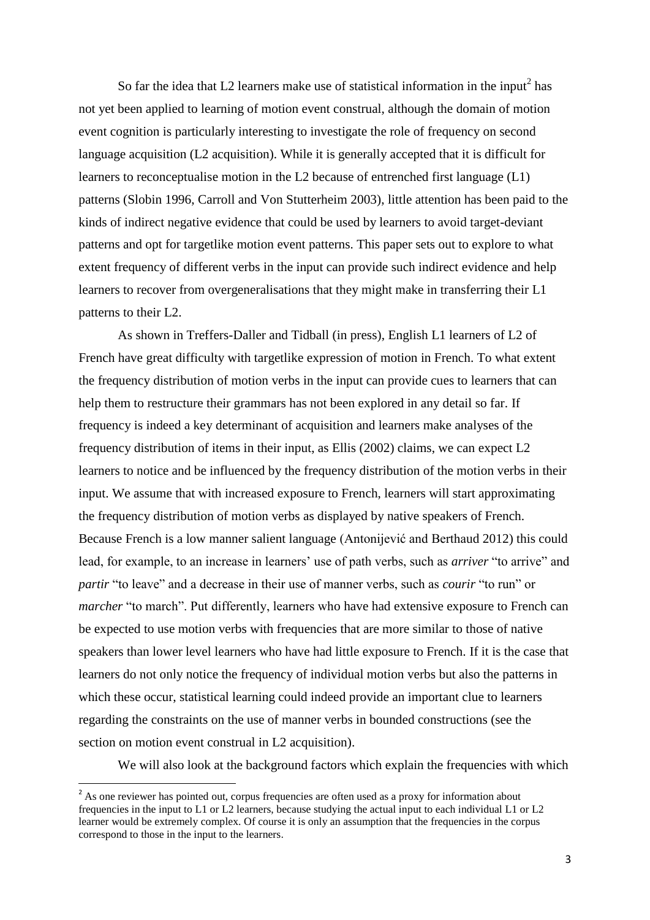So far the idea that L2 learners make use of statistical information in the input[2] has not yet been applied to learning of motion event construal, although the domain of motion event cognition is particularly interesting to investigate the role of frequency on second language acquisition (L2 acquisition). While it is generally accepted that it is difficult for learners to reconceptualise motion in the L2 because of entrenched first language (L1) patterns (Slobin 1996, Carroll and Von Stutterheim 2003), little attention has been paid to the kinds of indirect negative evidence that could be used by learners to avoid target-deviant patterns and opt for targetlike motion event patterns. This paper sets out to explore to what extent frequency of different verbs in the input can provide such indirect evidence and help learners to recover from overgeneralisations that they might make in transferring their L1 patterns to their L2.

As shown in Treffers-Daller and Tidball (in press), English L1 learners of L2 of French have great difficulty with targetlike expression of motion in French. To what extent the frequency distribution of motion verbs in the input can provide cues to learners that can help them to restructure their grammars has not been explored in any detail so far. If frequency is indeed a key determinant of acquisition and learners make analyses of the frequency distribution of items in their input, as Ellis (2002) claims, we can expect L2 learners to notice and be influenced by the frequency distribution of the motion verbs in their input. We assume that with increased exposure to French, learners will start approximating the frequency distribution of motion verbs as displayed by native speakers of French. Because French is a low manner salient language (Antonijević and Berthaud 2012) this could lead, for example, to an increase in learners' use of path verbs, such as *arriver* "to arrive" and *partir* "to leave" and a decrease in their use of manner verbs, such as *courir* "to run" or *marcher* "to march". Put differently, learners who have had extensive exposure to French can be expected to use motion verbs with frequencies that are more similar to those of native speakers than lower level learners who have had little exposure to French. If it is the case that learners do not only notice the frequency of individual motion verbs but also the patterns in which these occur, statistical learning could indeed provide an important clue to learners regarding the constraints on the use of manner verbs in bounded constructions (see the section on motion event construal in L2 acquisition).

We will also look at the background factors which explain the frequencies with which

---

[2] As one reviewer has pointed out, corpus frequencies are often used as a proxy for information about frequencies in the input to L1 or L2 learners, because studying the actual input to each individual L1 or L2 learner would be extremely complex. Of course it is only an assumption that the frequencies in the corpus correspond to those in the input to the learners.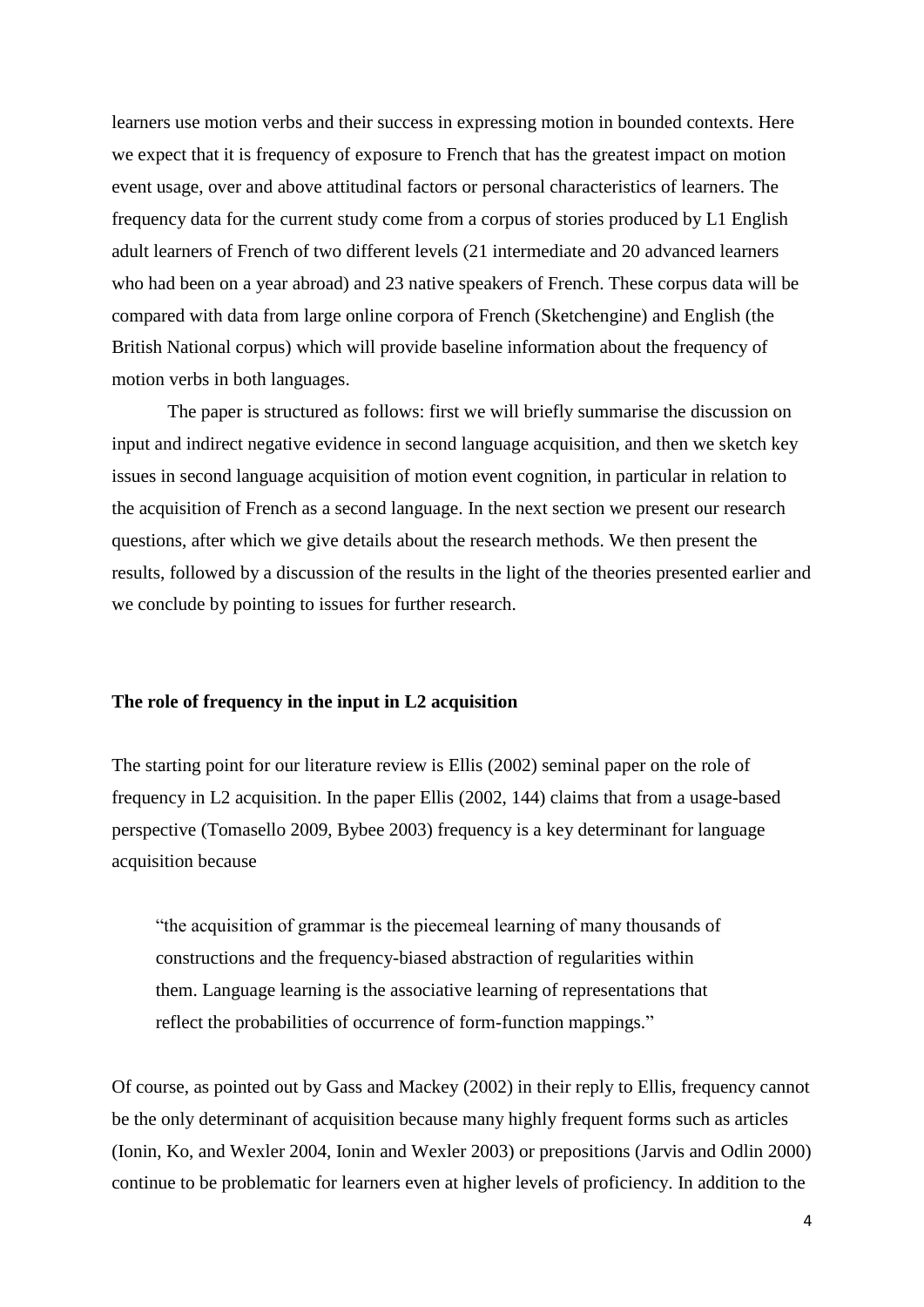learners use motion verbs and their success in expressing motion in bounded contexts. Here we expect that it is frequency of exposure to French that has the greatest impact on motion event usage, over and above attitudinal factors or personal characteristics of learners. The frequency data for the current study come from a corpus of stories produced by L1 English adult learners of French of two different levels (21 intermediate and 20 advanced learners who had been on a year abroad) and 23 native speakers of French. These corpus data will be compared with data from large online corpora of French (Sketchengine) and English (the British National corpus) which will provide baseline information about the frequency of motion verbs in both languages.

The paper is structured as follows: first we will briefly summarise the discussion on input and indirect negative evidence in second language acquisition, and then we sketch key issues in second language acquisition of motion event cognition, in particular in relation to the acquisition of French as a second language. In the next section we present our research questions, after which we give details about the research methods. We then present the results, followed by a discussion of the results in the light of the theories presented earlier and we conclude by pointing to issues for further research.

**The role of frequency in the input in L2 acquisition**

The starting point for our literature review is Ellis (2002) seminal paper on the role of frequency in L2 acquisition. In the paper Ellis (2002, 144) claims that from a usage-based perspective (Tomasello 2009, Bybee 2003) frequency is a key determinant for language acquisition because

> "the acquisition of grammar is the piecemeal learning of many thousands of constructions and the frequency-biased abstraction of regularities within them. Language learning is the associative learning of representations that reflect the probabilities of occurrence of form-function mappings."

Of course, as pointed out by Gass and Mackey (2002) in their reply to Ellis, frequency cannot be the only determinant of acquisition because many highly frequent forms such as articles (Ionin, Ko, and Wexler 2004, Ionin and Wexler 2003) or prepositions (Jarvis and Odlin 2000) continue to be problematic for learners even at higher levels of proficiency. In addition to the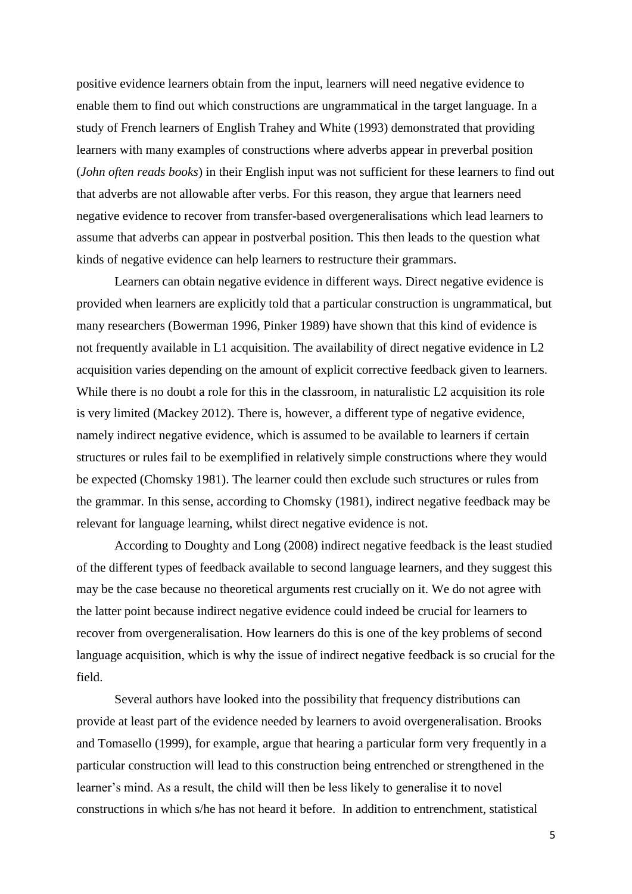positive evidence learners obtain from the input, learners will need negative evidence to enable them to find out which constructions are ungrammatical in the target language. In a study of French learners of English Trahey and White (1993) demonstrated that providing learners with many examples of constructions where adverbs appear in preverbal position (*John often reads books*) in their English input was not sufficient for these learners to find out that adverbs are not allowable after verbs. For this reason, they argue that learners need negative evidence to recover from transfer-based overgeneralisations which lead learners to assume that adverbs can appear in postverbal position. This then leads to the question what kinds of negative evidence can help learners to restructure their grammars.

Learners can obtain negative evidence in different ways. Direct negative evidence is provided when learners are explicitly told that a particular construction is ungrammatical, but many researchers (Bowerman 1996, Pinker 1989) have shown that this kind of evidence is not frequently available in L1 acquisition. The availability of direct negative evidence in L2 acquisition varies depending on the amount of explicit corrective feedback given to learners. While there is no doubt a role for this in the classroom, in naturalistic L2 acquisition its role is very limited (Mackey 2012). There is, however, a different type of negative evidence, namely indirect negative evidence, which is assumed to be available to learners if certain structures or rules fail to be exemplified in relatively simple constructions where they would be expected (Chomsky 1981). The learner could then exclude such structures or rules from the grammar. In this sense, according to Chomsky (1981), indirect negative feedback may be relevant for language learning, whilst direct negative evidence is not.

According to Doughty and Long (2008) indirect negative feedback is the least studied of the different types of feedback available to second language learners, and they suggest this may be the case because no theoretical arguments rest crucially on it. We do not agree with the latter point because indirect negative evidence could indeed be crucial for learners to recover from overgeneralisation. How learners do this is one of the key problems of second language acquisition, which is why the issue of indirect negative feedback is so crucial for the field.

Several authors have looked into the possibility that frequency distributions can provide at least part of the evidence needed by learners to avoid overgeneralisation. Brooks and Tomasello (1999), for example, argue that hearing a particular form very frequently in a particular construction will lead to this construction being entrenched or strengthened in the learner's mind. As a result, the child will then be less likely to generalise it to novel constructions in which s/he has not heard it before. In addition to entrenchment, statistical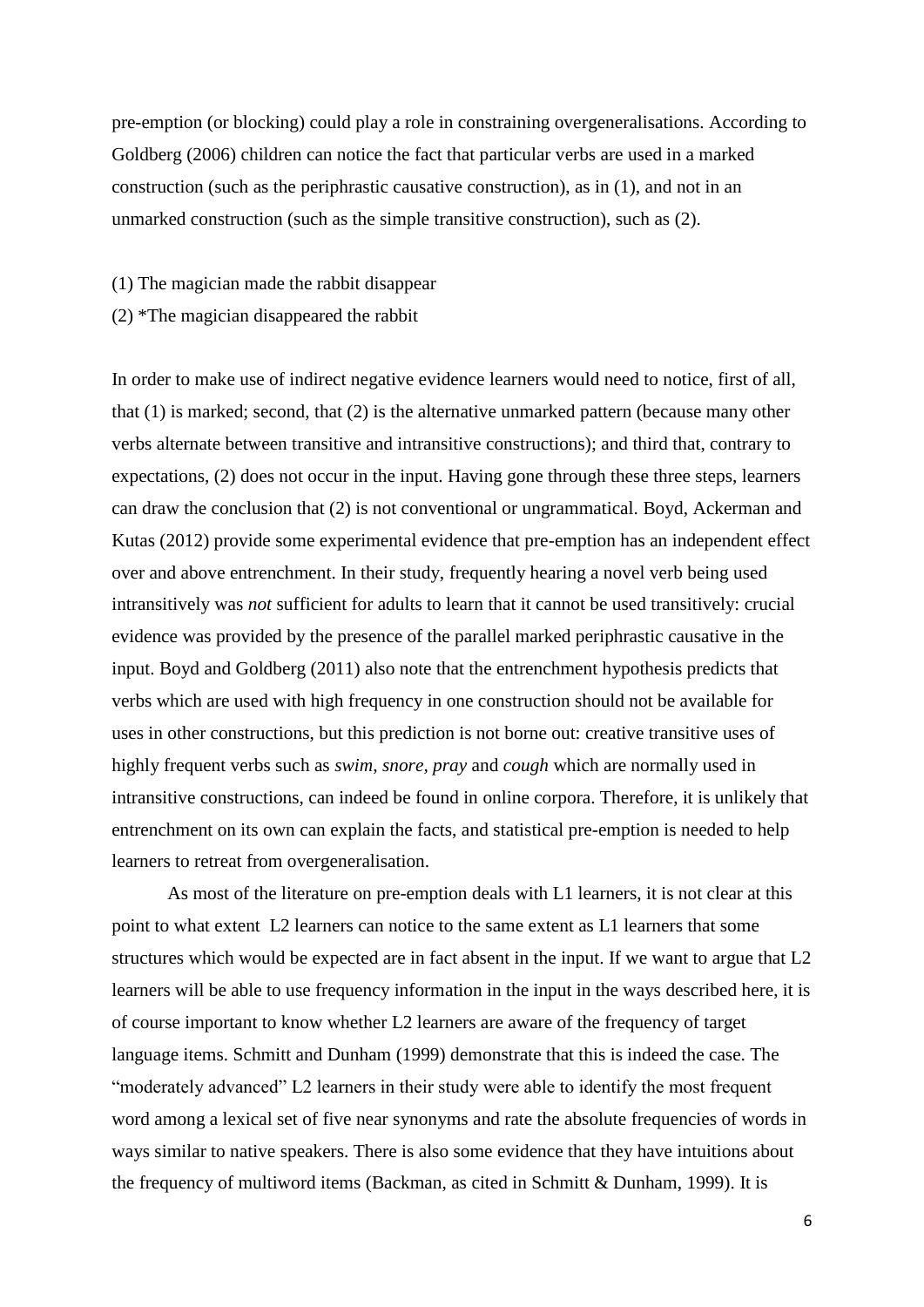pre-emption (or blocking) could play a role in constraining overgeneralisations. According to Goldberg (2006) children can notice the fact that particular verbs are used in a marked construction (such as the periphrastic causative construction), as in (1), and not in an unmarked construction (such as the simple transitive construction), such as (2).

(1) The magician made the rabbit disappear

(2) *The magician disappeared the rabbit

In order to make use of indirect negative evidence learners would need to notice, first of all, that (1) is marked; second, that (2) is the alternative unmarked pattern (because many other verbs alternate between transitive and intransitive constructions); and third that, contrary to expectations, (2) does not occur in the input. Having gone through these three steps, learners can draw the conclusion that (2) is not conventional or ungrammatical. Boyd, Ackerman and Kutas (2012) provide some experimental evidence that pre-emption has an independent effect over and above entrenchment. In their study, frequently hearing a novel verb being used intransitively was *not* sufficient for adults to learn that it cannot be used transitively: crucial evidence was provided by the presence of the parallel marked periphrastic causative in the input. Boyd and Goldberg (2011) also note that the entrenchment hypothesis predicts that verbs which are used with high frequency in one construction should not be available for uses in other constructions, but this prediction is not borne out: creative transitive uses of highly frequent verbs such as *swim*, *snore*, *pray* and *cough* which are normally used in intransitive constructions, can indeed be found in online corpora. Therefore, it is unlikely that entrenchment on its own can explain the facts, and statistical pre-emption is needed to help learners to retreat from overgeneralisation.

As most of the literature on pre-emption deals with L1 learners, it is not clear at this point to what extent  L2 learners can notice to the same extent as L1 learners that some structures which would be expected are in fact absent in the input. If we want to argue that L2 learners will be able to use frequency information in the input in the ways described here, it is of course important to know whether L2 learners are aware of the frequency of target language items. Schmitt and Dunham (1999) demonstrate that this is indeed the case. The "moderately advanced" L2 learners in their study were able to identify the most frequent word among a lexical set of five near synonyms and rate the absolute frequencies of words in ways similar to native speakers. There is also some evidence that they have intuitions about the frequency of multiword items (Backman, as cited in Schmitt & Dunham, 1999). It is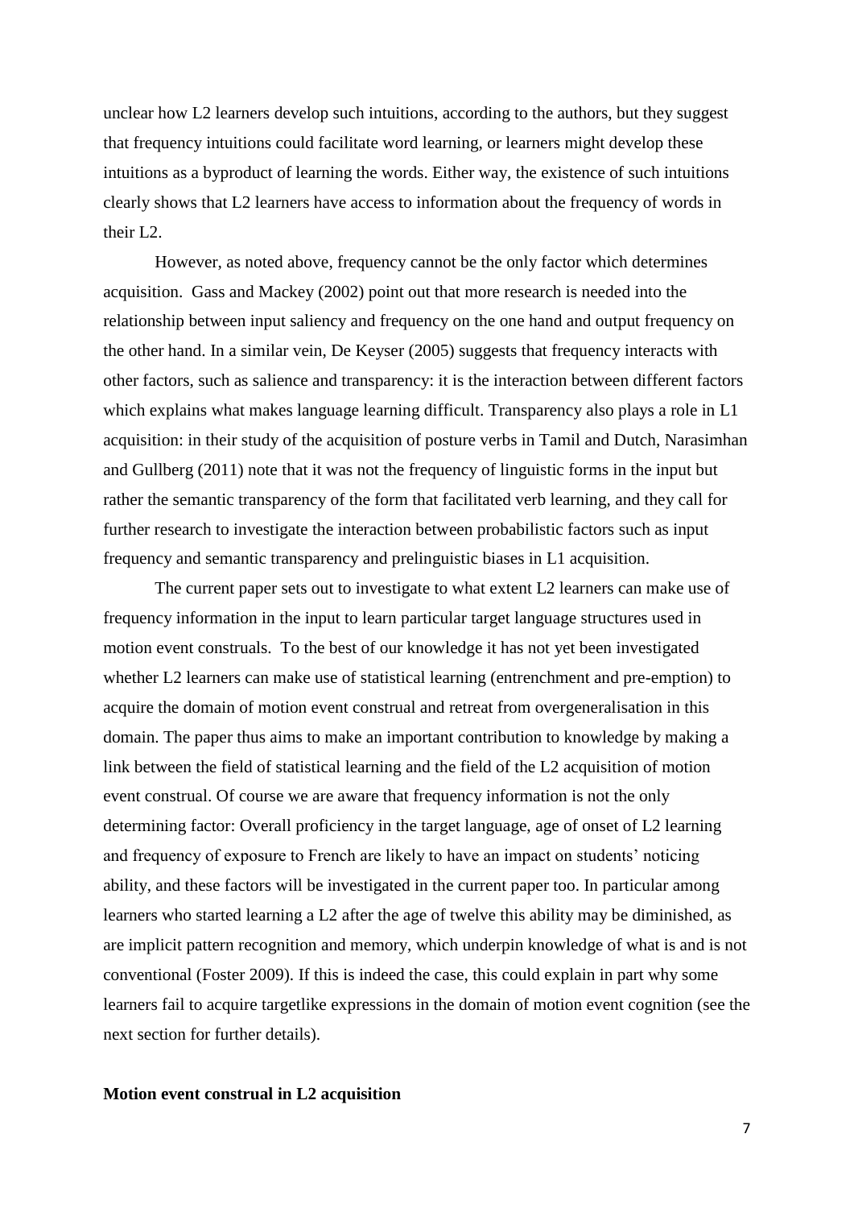unclear how L2 learners develop such intuitions, according to the authors, but they suggest that frequency intuitions could facilitate word learning, or learners might develop these intuitions as a byproduct of learning the words. Either way, the existence of such intuitions clearly shows that L2 learners have access to information about the frequency of words in their L2.

However, as noted above, frequency cannot be the only factor which determines acquisition. Gass and Mackey (2002) point out that more research is needed into the relationship between input saliency and frequency on the one hand and output frequency on the other hand. In a similar vein, De Keyser (2005) suggests that frequency interacts with other factors, such as salience and transparency: it is the interaction between different factors which explains what makes language learning difficult. Transparency also plays a role in L1 acquisition: in their study of the acquisition of posture verbs in Tamil and Dutch, Narasimhan and Gullberg (2011) note that it was not the frequency of linguistic forms in the input but rather the semantic transparency of the form that facilitated verb learning, and they call for further research to investigate the interaction between probabilistic factors such as input frequency and semantic transparency and prelinguistic biases in L1 acquisition.

The current paper sets out to investigate to what extent L2 learners can make use of frequency information in the input to learn particular target language structures used in motion event construals. To the best of our knowledge it has not yet been investigated whether L2 learners can make use of statistical learning (entrenchment and pre-emption) to acquire the domain of motion event construal and retreat from overgeneralisation in this domain. The paper thus aims to make an important contribution to knowledge by making a link between the field of statistical learning and the field of the L2 acquisition of motion event construal. Of course we are aware that frequency information is not the only determining factor: Overall proficiency in the target language, age of onset of L2 learning and frequency of exposure to French are likely to have an impact on students' noticing ability, and these factors will be investigated in the current paper too. In particular among learners who started learning a L2 after the age of twelve this ability may be diminished, as are implicit pattern recognition and memory, which underpin knowledge of what is and is not conventional (Foster 2009). If this is indeed the case, this could explain in part why some learners fail to acquire targetlike expressions in the domain of motion event cognition (see the next section for further details).

**Motion event construal in L2 acquisition**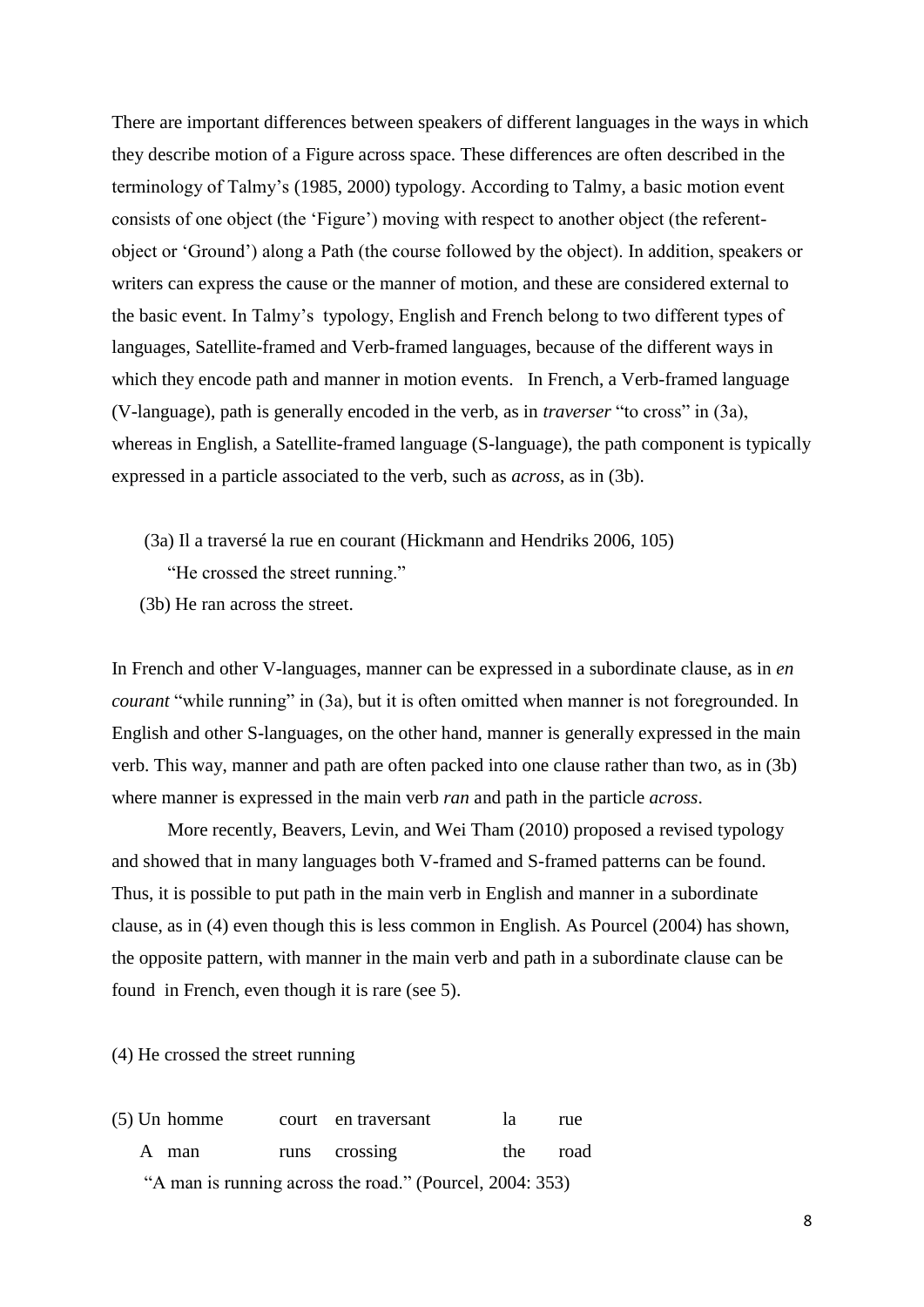There are important differences between speakers of different languages in the ways in which they describe motion of a Figure across space. These differences are often described in the terminology of Talmy's (1985, 2000) typology. According to Talmy, a basic motion event consists of one object (the 'Figure') moving with respect to another object (the referent-object or 'Ground') along a Path (the course followed by the object). In addition, speakers or writers can express the cause or the manner of motion, and these are considered external to the basic event. In Talmy's typology, English and French belong to two different types of languages, Satellite-framed and Verb-framed languages, because of the different ways in which they encode path and manner in motion events. In French, a Verb-framed language (V-language), path is generally encoded in the verb, as in *traverser* "to cross" in (3a), whereas in English, a Satellite-framed language (S-language), the path component is typically expressed in a particle associated to the verb, such as *across*, as in (3b).

(3a) Il a traversé la rue en courant (Hickmann and Hendriks 2006, 105)
"He crossed the street running."

(3b) He ran across the street.

In French and other V-languages, manner can be expressed in a subordinate clause, as in *en courant* "while running" in (3a), but it is often omitted when manner is not foregrounded. In English and other S-languages, on the other hand, manner is generally expressed in the main verb. This way, manner and path are often packed into one clause rather than two, as in (3b) where manner is expressed in the main verb *ran* and path in the particle *across*.

More recently, Beavers, Levin, and Wei Tham (2010) proposed a revised typology and showed that in many languages both V-framed and S-framed patterns can be found. Thus, it is possible to put path in the main verb in English and manner in a subordinate clause, as in (4) even though this is less common in English. As Pourcel (2004) has shown, the opposite pattern, with manner in the main verb and path in a subordinate clause can be found in French, even though it is rare (see 5).

(4) He crossed the street running

(5) Un homme court en traversant la rue
A man runs crossing the road
"A man is running across the road." (Pourcel, 2004: 353)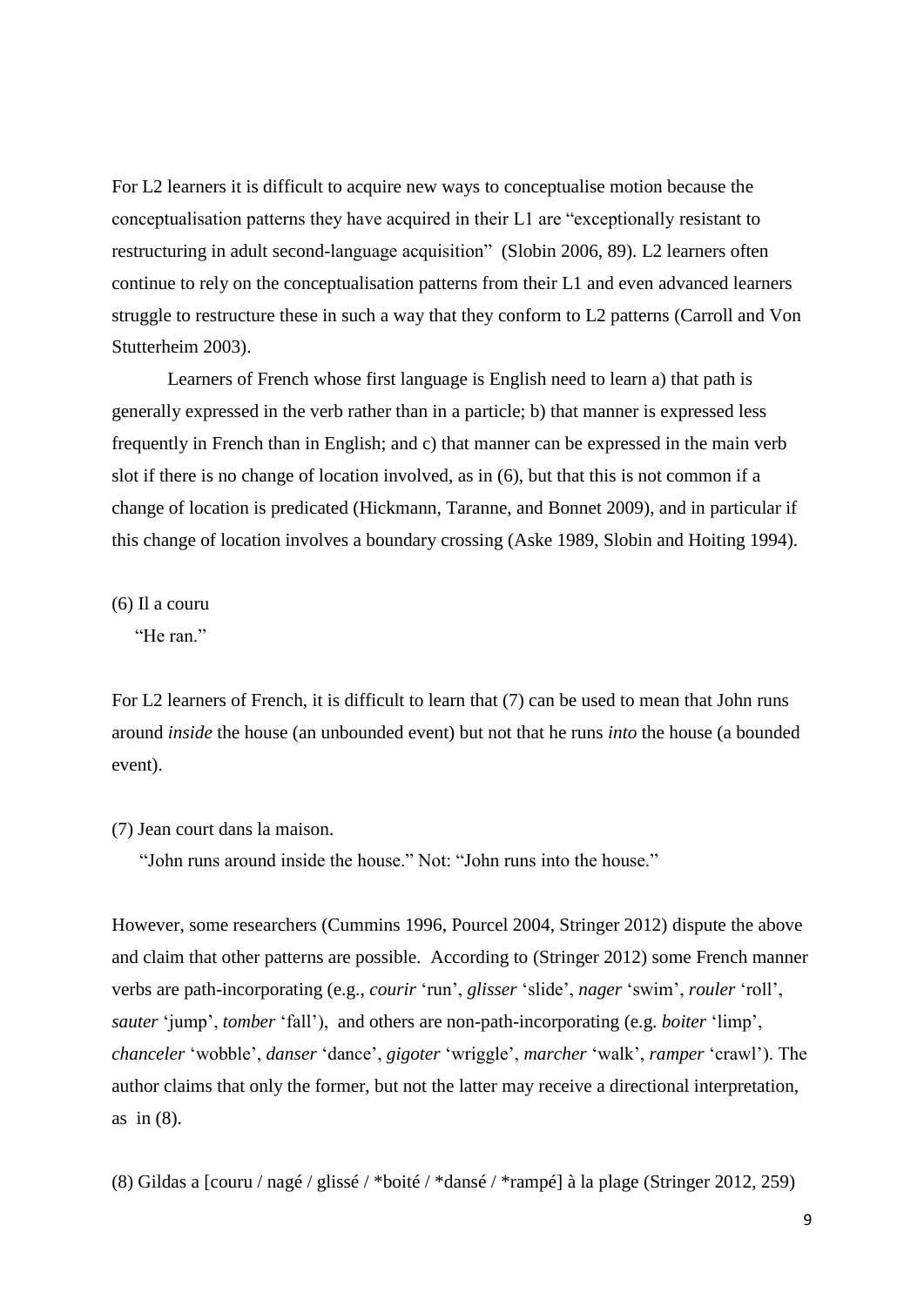For L2 learners it is difficult to acquire new ways to conceptualise motion because the conceptualisation patterns they have acquired in their L1 are "exceptionally resistant to restructuring in adult second-language acquisition" (Slobin 2006, 89). L2 learners often continue to rely on the conceptualisation patterns from their L1 and even advanced learners struggle to restructure these in such a way that they conform to L2 patterns (Carroll and Von Stutterheim 2003).

Learners of French whose first language is English need to learn a) that path is generally expressed in the verb rather than in a particle; b) that manner is expressed less frequently in French than in English; and c) that manner can be expressed in the main verb slot if there is no change of location involved, as in (6), but that this is not common if a change of location is predicated (Hickmann, Taranne, and Bonnet 2009), and in particular if this change of location involves a boundary crossing (Aske 1989, Slobin and Hoiting 1994).

(6) Il a couru
"He ran."

For L2 learners of French, it is difficult to learn that (7) can be used to mean that John runs around *inside* the house (an unbounded event) but not that he runs *into* the house (a bounded event).

(7) Jean court dans la maison.
"John runs around inside the house." Not: "John runs into the house."

However, some researchers (Cummins 1996, Pourcel 2004, Stringer 2012) dispute the above and claim that other patterns are possible. According to (Stringer 2012) some French manner verbs are path-incorporating (e.g., *courir* 'run', *glisser* 'slide', *nager* 'swim', *rouler* 'roll', *sauter* 'jump', *tomber* 'fall'), and others are non-path-incorporating (e.g. *boiter* 'limp', *chanceler* 'wobble', *danser* 'dance', *gigoter* 'wriggle', *marcher* 'walk', *ramper* 'crawl'). The author claims that only the former, but not the latter may receive a directional interpretation, as in (8).

(8) Gildas a [couru / nagé / glissé / *boité / *dansé / *rampé] à la plage (Stringer 2012, 259)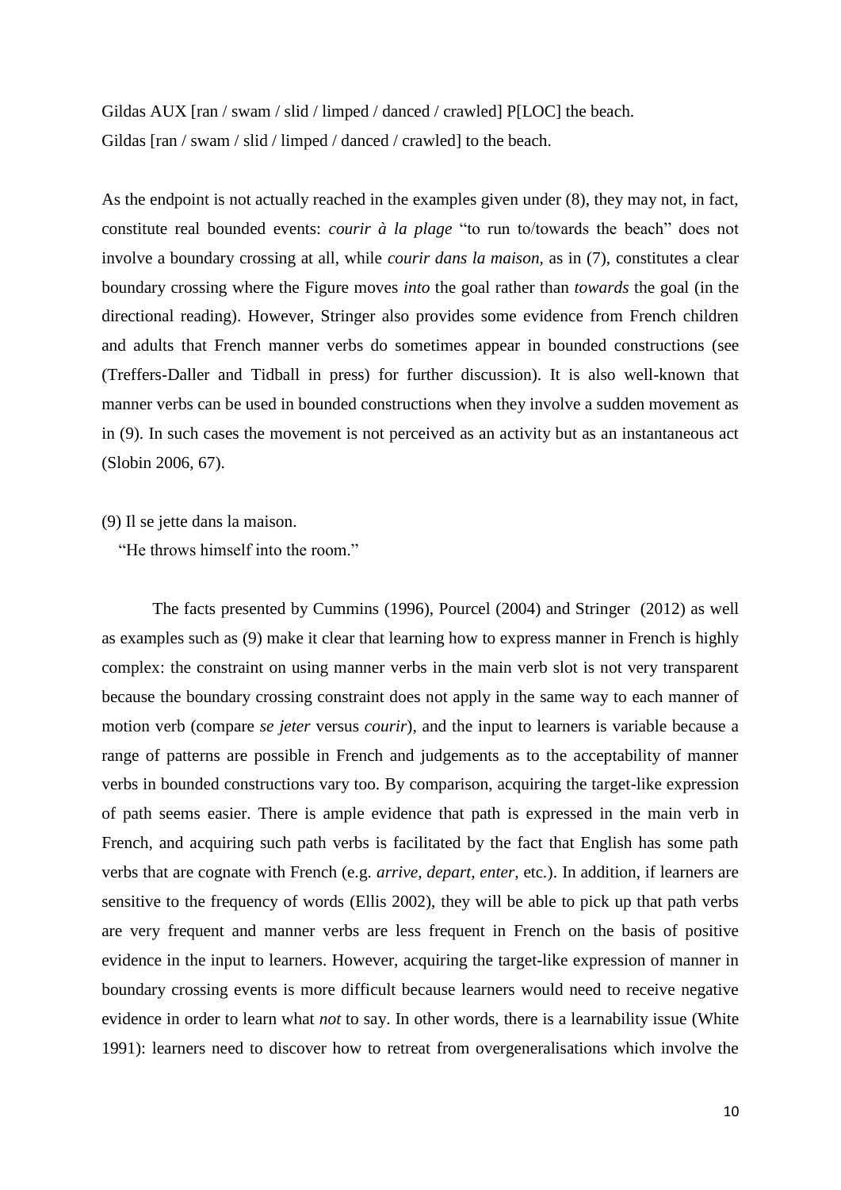Gildas AUX [ran / swam / slid / limped / danced / crawled] P[LOC] the beach.

Gildas [ran / swam / slid / limped / danced / crawled] to the beach.

As the endpoint is not actually reached in the examples given under (8), they may not, in fact, constitute real bounded events: *courir à la plage* "to run to/towards the beach" does not involve a boundary crossing at all, while *courir dans la maison*, as in (7), constitutes a clear boundary crossing where the Figure moves *into* the goal rather than *towards* the goal (in the directional reading). However, Stringer also provides some evidence from French children and adults that French manner verbs do sometimes appear in bounded constructions (see (Treffers-Daller and Tidball in press) for further discussion). It is also well-known that manner verbs can be used in bounded constructions when they involve a sudden movement as in (9). In such cases the movement is not perceived as an activity but as an instantaneous act (Slobin 2006, 67).

(9) Il se jette dans la maison.

"He throws himself into the room."

The facts presented by Cummins (1996), Pourcel (2004) and Stringer (2012) as well as examples such as (9) make it clear that learning how to express manner in French is highly complex: the constraint on using manner verbs in the main verb slot is not very transparent because the boundary crossing constraint does not apply in the same way to each manner of motion verb (compare *se jeter* versus *courir*), and the input to learners is variable because a range of patterns are possible in French and judgements as to the acceptability of manner verbs in bounded constructions vary too. By comparison, acquiring the target-like expression of path seems easier. There is ample evidence that path is expressed in the main verb in French, and acquiring such path verbs is facilitated by the fact that English has some path verbs that are cognate with French (e.g. *arrive, depart, enter,* etc.). In addition, if learners are sensitive to the frequency of words (Ellis 2002), they will be able to pick up that path verbs are very frequent and manner verbs are less frequent in French on the basis of positive evidence in the input to learners. However, acquiring the target-like expression of manner in boundary crossing events is more difficult because learners would need to receive negative evidence in order to learn what *not* to say. In other words, there is a learnability issue (White 1991): learners need to discover how to retreat from overgeneralisations which involve the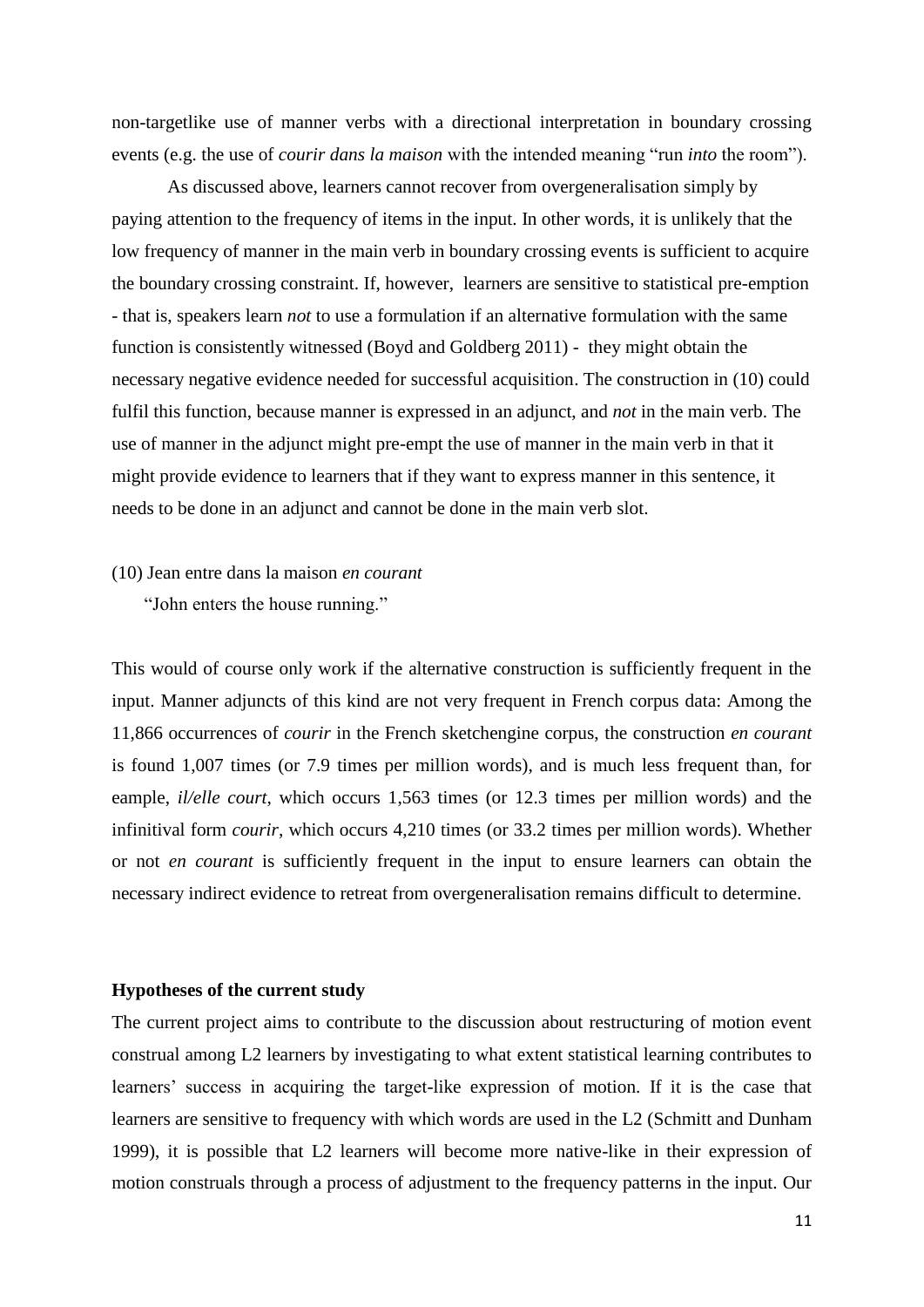non-targetlike use of manner verbs with a directional interpretation in boundary crossing events (e.g. the use of *courir dans la maison* with the intended meaning "run *into* the room").

As discussed above, learners cannot recover from overgeneralisation simply by paying attention to the frequency of items in the input. In other words, it is unlikely that the low frequency of manner in the main verb in boundary crossing events is sufficient to acquire the boundary crossing constraint. If, however, learners are sensitive to statistical pre-emption - that is, speakers learn *not* to use a formulation if an alternative formulation with the same function is consistently witnessed (Boyd and Goldberg 2011) - they might obtain the necessary negative evidence needed for successful acquisition. The construction in (10) could fulfil this function, because manner is expressed in an adjunct, and *not* in the main verb. The use of manner in the adjunct might pre-empt the use of manner in the main verb in that it might provide evidence to learners that if they want to express manner in this sentence, it needs to be done in an adjunct and cannot be done in the main verb slot.

(10) Jean entre dans la maison *en courant*
 "John enters the house running."

This would of course only work if the alternative construction is sufficiently frequent in the input. Manner adjuncts of this kind are not very frequent in French corpus data: Among the 11,866 occurrences of *courir* in the French sketchengine corpus, the construction *en courant* is found 1,007 times (or 7.9 times per million words), and is much less frequent than, for eample, *il/elle court*, which occurs 1,563 times (or 12.3 times per million words) and the infinitival form *courir*, which occurs 4,210 times (or 33.2 times per million words). Whether or not *en courant* is sufficiently frequent in the input to ensure learners can obtain the necessary indirect evidence to retreat from overgeneralisation remains difficult to determine.

**Hypotheses of the current study**

The current project aims to contribute to the discussion about restructuring of motion event construal among L2 learners by investigating to what extent statistical learning contributes to learners' success in acquiring the target-like expression of motion. If it is the case that learners are sensitive to frequency with which words are used in the L2 (Schmitt and Dunham 1999), it is possible that L2 learners will become more native-like in their expression of motion construals through a process of adjustment to the frequency patterns in the input. Our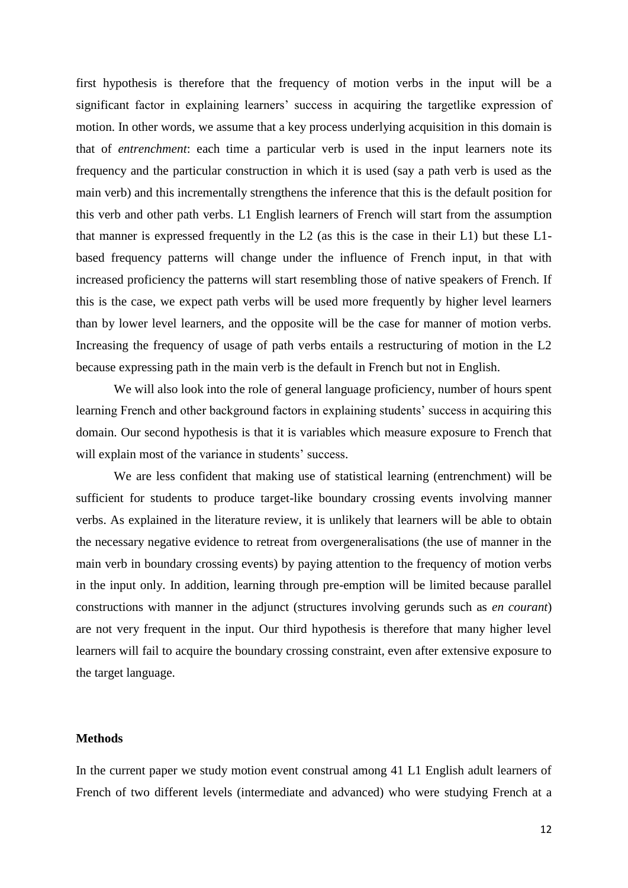first hypothesis is therefore that the frequency of motion verbs in the input will be a significant factor in explaining learners' success in acquiring the targetlike expression of motion. In other words, we assume that a key process underlying acquisition in this domain is that of *entrenchment*: each time a particular verb is used in the input learners note its frequency and the particular construction in which it is used (say a path verb is used as the main verb) and this incrementally strengthens the inference that this is the default position for this verb and other path verbs. L1 English learners of French will start from the assumption that manner is expressed frequently in the L2 (as this is the case in their L1) but these L1-based frequency patterns will change under the influence of French input, in that with increased proficiency the patterns will start resembling those of native speakers of French. If this is the case, we expect path verbs will be used more frequently by higher level learners than by lower level learners, and the opposite will be the case for manner of motion verbs. Increasing the frequency of usage of path verbs entails a restructuring of motion in the L2 because expressing path in the main verb is the default in French but not in English.

We will also look into the role of general language proficiency, number of hours spent learning French and other background factors in explaining students' success in acquiring this domain. Our second hypothesis is that it is variables which measure exposure to French that will explain most of the variance in students' success.

We are less confident that making use of statistical learning (entrenchment) will be sufficient for students to produce target-like boundary crossing events involving manner verbs. As explained in the literature review, it is unlikely that learners will be able to obtain the necessary negative evidence to retreat from overgeneralisations (the use of manner in the main verb in boundary crossing events) by paying attention to the frequency of motion verbs in the input only. In addition, learning through pre-emption will be limited because parallel constructions with manner in the adjunct (structures involving gerunds such as *en courant*) are not very frequent in the input. Our third hypothesis is therefore that many higher level learners will fail to acquire the boundary crossing constraint, even after extensive exposure to the target language.

## Methods

In the current paper we study motion event construal among 41 L1 English adult learners of French of two different levels (intermediate and advanced) who were studying French at a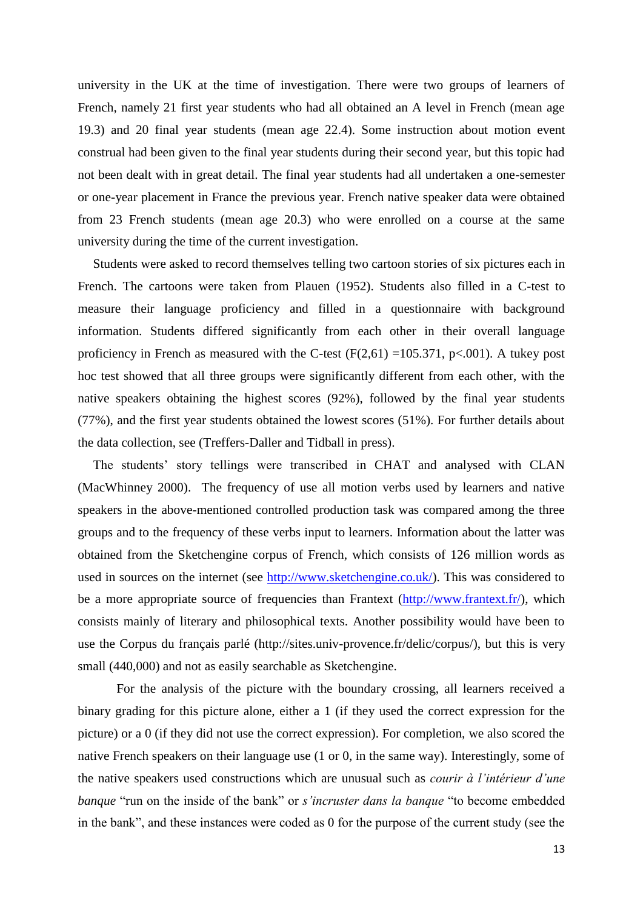university in the UK at the time of investigation. There were two groups of learners of French, namely 21 first year students who had all obtained an A level in French (mean age 19.3) and 20 final year students (mean age 22.4). Some instruction about motion event construal had been given to the final year students during their second year, but this topic had not been dealt with in great detail. The final year students had all undertaken a one-semester or one-year placement in France the previous year. French native speaker data were obtained from 23 French students (mean age 20.3) who were enrolled on a course at the same university during the time of the current investigation.

Students were asked to record themselves telling two cartoon stories of six pictures each in French. The cartoons were taken from Plauen (1952). Students also filled in a C-test to measure their language proficiency and filled in a questionnaire with background information. Students differed significantly from each other in their overall language proficiency in French as measured with the C-test ($F(2,61) = 105.371$, $p < .001$). A tukey post hoc test showed that all three groups were significantly different from each other, with the native speakers obtaining the highest scores (92%), followed by the final year students (77%), and the first year students obtained the lowest scores (51%). For further details about the data collection, see (Treffers-Daller and Tidball in press).

The students' story tellings were transcribed in CHAT and analysed with CLAN (MacWhinney 2000). The frequency of use all motion verbs used by learners and native speakers in the above-mentioned controlled production task was compared among the three groups and to the frequency of these verbs input to learners. Information about the latter was obtained from the Sketchengine corpus of French, which consists of 126 million words as used in sources on the internet (see http://www.sketchengine.co.uk/). This was considered to be a more appropriate source of frequencies than Frantext (http://www.frantext.fr/), which consists mainly of literary and philosophical texts. Another possibility would have been to use the Corpus du français parlé (http://sites.univ-provence.fr/delic/corpus/), but this is very small (440,000) and not as easily searchable as Sketchengine.

For the analysis of the picture with the boundary crossing, all learners received a binary grading for this picture alone, either a 1 (if they used the correct expression for the picture) or a 0 (if they did not use the correct expression). For completion, we also scored the native French speakers on their language use (1 or 0, in the same way). Interestingly, some of the native speakers used constructions which are unusual such as *courir à l'intérieur d'une banque* "run on the inside of the bank" or *s'incruster dans la banque* "to become embedded in the bank", and these instances were coded as 0 for the purpose of the current study (see the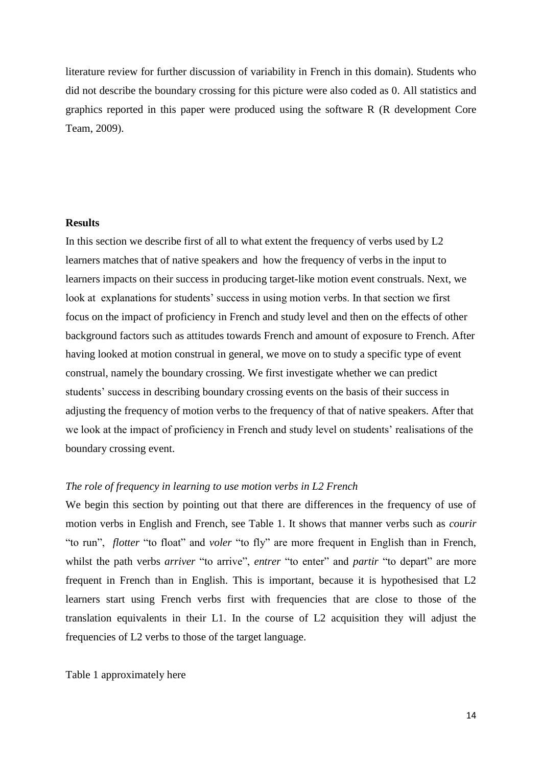literature review for further discussion of variability in French in this domain). Students who did not describe the boundary crossing for this picture were also coded as 0. All statistics and graphics reported in this paper were produced using the software R (R development Core Team, 2009).

## Results

In this section we describe first of all to what extent the frequency of verbs used by L2 learners matches that of native speakers and how the frequency of verbs in the input to learners impacts on their success in producing target-like motion event construals. Next, we look at explanations for students' success in using motion verbs. In that section we first focus on the impact of proficiency in French and study level and then on the effects of other background factors such as attitudes towards French and amount of exposure to French. After having looked at motion construal in general, we move on to study a specific type of event construal, namely the boundary crossing. We first investigate whether we can predict students' success in describing boundary crossing events on the basis of their success in adjusting the frequency of motion verbs to the frequency of that of native speakers. After that we look at the impact of proficiency in French and study level on students' realisations of the boundary crossing event.

### *The role of frequency in learning to use motion verbs in L2 French*

We begin this section by pointing out that there are differences in the frequency of use of motion verbs in English and French, see Table 1. It shows that manner verbs such as *courir* "to run", *flotter* "to float" and *voler* "to fly" are more frequent in English than in French, whilst the path verbs *arriver* "to arrive", *entrer* "to enter" and *partir* "to depart" are more frequent in French than in English. This is important, because it is hypothesised that L2 learners start using French verbs first with frequencies that are close to those of the translation equivalents in their L1. In the course of L2 acquisition they will adjust the frequencies of L2 verbs to those of the target language.

Table 1 approximately here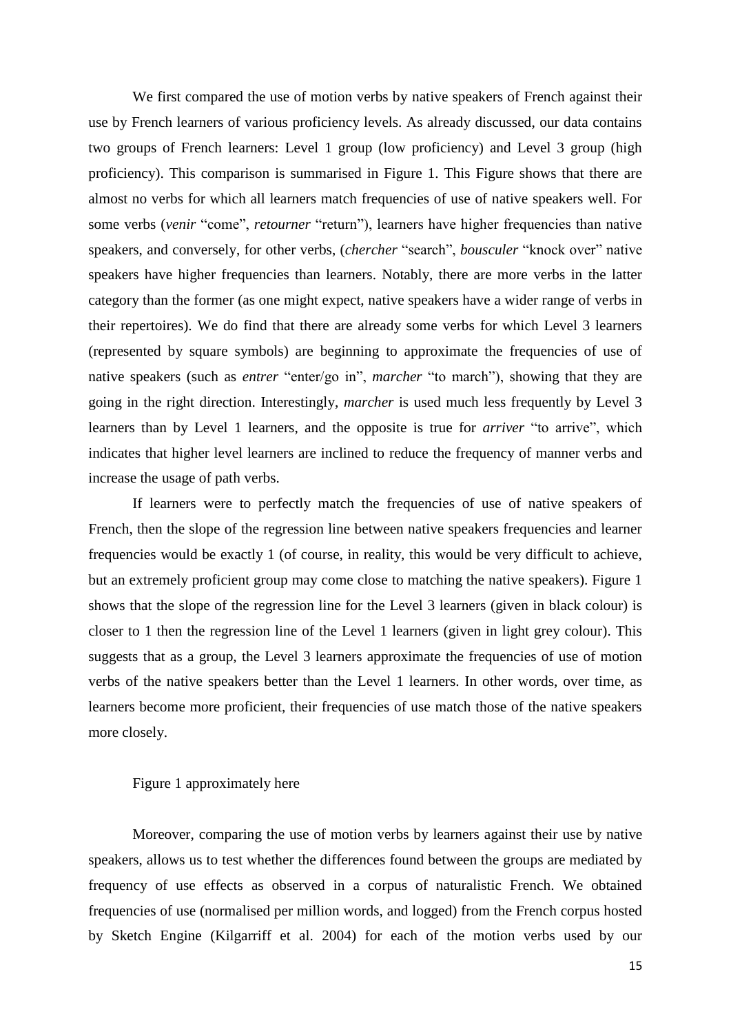We first compared the use of motion verbs by native speakers of French against their use by French learners of various proficiency levels. As already discussed, our data contains two groups of French learners: Level 1 group (low proficiency) and Level 3 group (high proficiency). This comparison is summarised in Figure 1. This Figure shows that there are almost no verbs for which all learners match frequencies of use of native speakers well. For some verbs (*venir* "come", *retourner* "return"), learners have higher frequencies than native speakers, and conversely, for other verbs, (*chercher* "search", *bousculer* "knock over" native speakers have higher frequencies than learners. Notably, there are more verbs in the latter category than the former (as one might expect, native speakers have a wider range of verbs in their repertoires). We do find that there are already some verbs for which Level 3 learners (represented by square symbols) are beginning to approximate the frequencies of use of native speakers (such as *entrer* "enter/go in", *marcher* "to march"), showing that they are going in the right direction. Interestingly, *marcher* is used much less frequently by Level 3 learners than by Level 1 learners, and the opposite is true for *arriver* "to arrive", which indicates that higher level learners are inclined to reduce the frequency of manner verbs and increase the usage of path verbs.

If learners were to perfectly match the frequencies of use of native speakers of French, then the slope of the regression line between native speakers frequencies and learner frequencies would be exactly 1 (of course, in reality, this would be very difficult to achieve, but an extremely proficient group may come close to matching the native speakers). Figure 1 shows that the slope of the regression line for the Level 3 learners (given in black colour) is closer to 1 then the regression line of the Level 1 learners (given in light grey colour). This suggests that as a group, the Level 3 learners approximate the frequencies of use of motion verbs of the native speakers better than the Level 1 learners. In other words, over time, as learners become more proficient, their frequencies of use match those of the native speakers more closely.

Figure 1 approximately here

Moreover, comparing the use of motion verbs by learners against their use by native speakers, allows us to test whether the differences found between the groups are mediated by frequency of use effects as observed in a corpus of naturalistic French. We obtained frequencies of use (normalised per million words, and logged) from the French corpus hosted by Sketch Engine (Kilgarriff et al. 2004) for each of the motion verbs used by our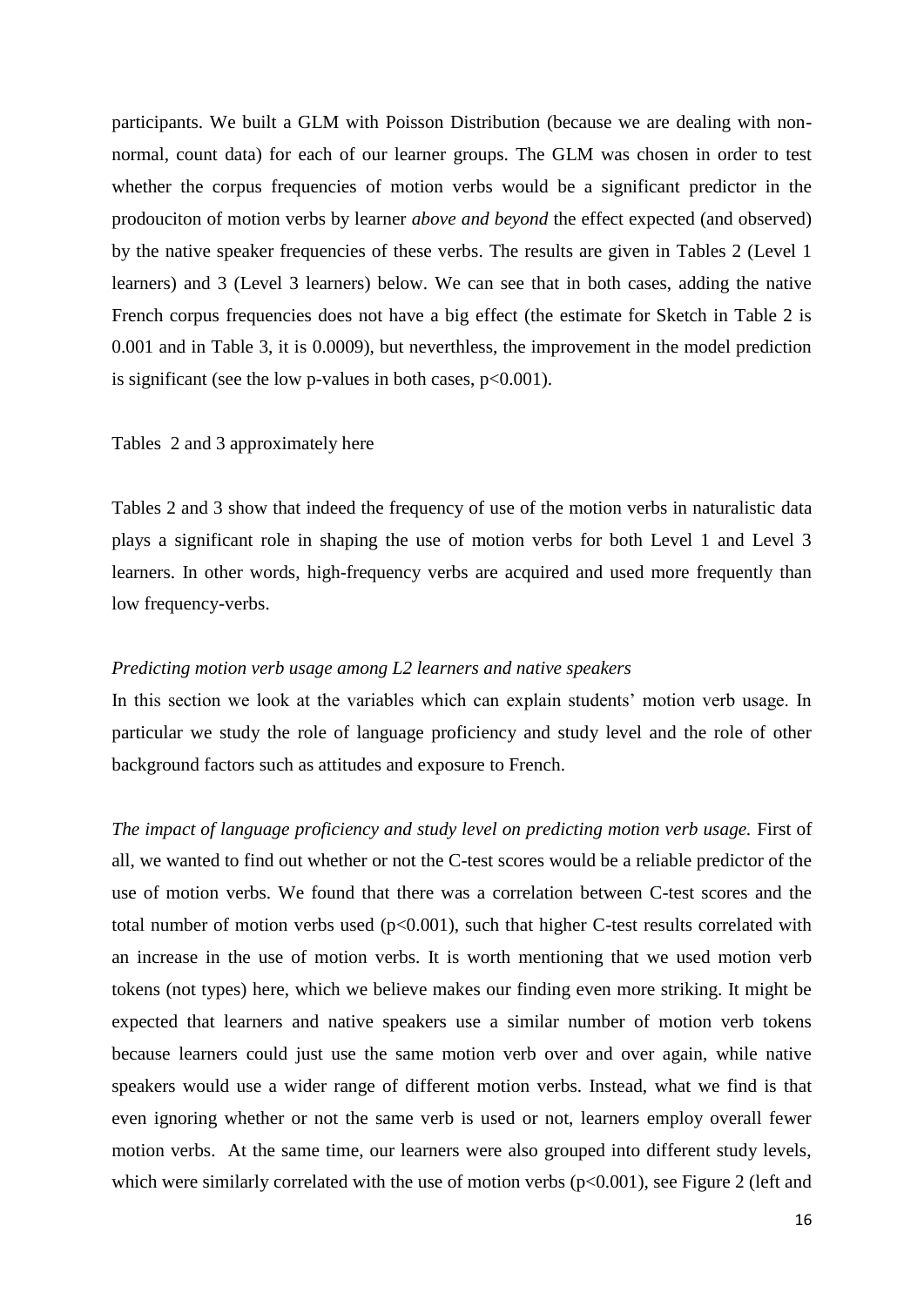participants. We built a GLM with Poisson Distribution (because we are dealing with non-normal, count data) for each of our learner groups. The GLM was chosen in order to test whether the corpus frequencies of motion verbs would be a significant predictor in the prodouciton of motion verbs by learner *above and beyond* the effect expected (and observed) by the native speaker frequencies of these verbs. The results are given in Tables 2 (Level 1 learners) and 3 (Level 3 learners) below. We can see that in both cases, adding the native French corpus frequencies does not have a big effect (the estimate for Sketch in Table 2 is 0.001 and in Table 3, it is 0.0009), but neverthless, the improvement in the model prediction is significant (see the low p-values in both cases, $p<0.001$).

Tables 2 and 3 approximately here

Tables 2 and 3 show that indeed the frequency of use of the motion verbs in naturalistic data plays a significant role in shaping the use of motion verbs for both Level 1 and Level 3 learners. In other words, high-frequency verbs are acquired and used more frequently than low frequency-verbs.

*Predicting motion verb usage among L2 learners and native speakers*

In this section we look at the variables which can explain students' motion verb usage. In particular we study the role of language proficiency and study level and the role of other background factors such as attitudes and exposure to French.

*The impact of language proficiency and study level on predicting motion verb usage.* First of all, we wanted to find out whether or not the C-test scores would be a reliable predictor of the use of motion verbs. We found that there was a correlation between C-test scores and the total number of motion verbs used ($p<0.001$), such that higher C-test results correlated with an increase in the use of motion verbs. It is worth mentioning that we used motion verb tokens (not types) here, which we believe makes our finding even more striking. It might be expected that learners and native speakers use a similar number of motion verb tokens because learners could just use the same motion verb over and over again, while native speakers would use a wider range of different motion verbs. Instead, what we find is that even ignoring whether or not the same verb is used or not, learners employ overall fewer motion verbs. At the same time, our learners were also grouped into different study levels, which were similarly correlated with the use of motion verbs ($p<0.001$), see Figure 2 (left and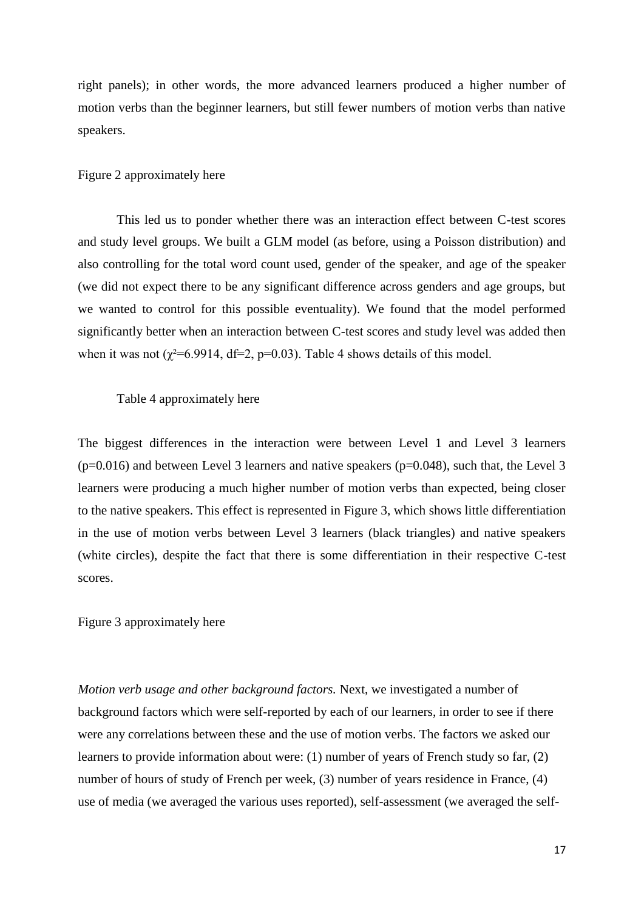right panels); in other words, the more advanced learners produced a higher number of motion verbs than the beginner learners, but still fewer numbers of motion verbs than native speakers.

Figure 2 approximately here

This led us to ponder whether there was an interaction effect between C-test scores and study level groups. We built a GLM model (as before, using a Poisson distribution) and also controlling for the total word count used, gender of the speaker, and age of the speaker (we did not expect there to be any significant difference across genders and age groups, but we wanted to control for this possible eventuality). We found that the model performed significantly better when an interaction between C-test scores and study level was added then when it was not ($\chi^2$=6.9914, df=2, p=0.03). Table 4 shows details of this model.

Table 4 approximately here

The biggest differences in the interaction were between Level 1 and Level 3 learners (p=0.016) and between Level 3 learners and native speakers (p=0.048), such that, the Level 3 learners were producing a much higher number of motion verbs than expected, being closer to the native speakers. This effect is represented in Figure 3, which shows little differentiation in the use of motion verbs between Level 3 learners (black triangles) and native speakers (white circles), despite the fact that there is some differentiation in their respective C-test scores.

Figure 3 approximately here

*Motion verb usage and other background factors.* Next, we investigated a number of background factors which were self-reported by each of our learners, in order to see if there were any correlations between these and the use of motion verbs. The factors we asked our learners to provide information about were: (1) number of years of French study so far, (2) number of hours of study of French per week, (3) number of years residence in France, (4) use of media (we averaged the various uses reported), self-assessment (we averaged the self-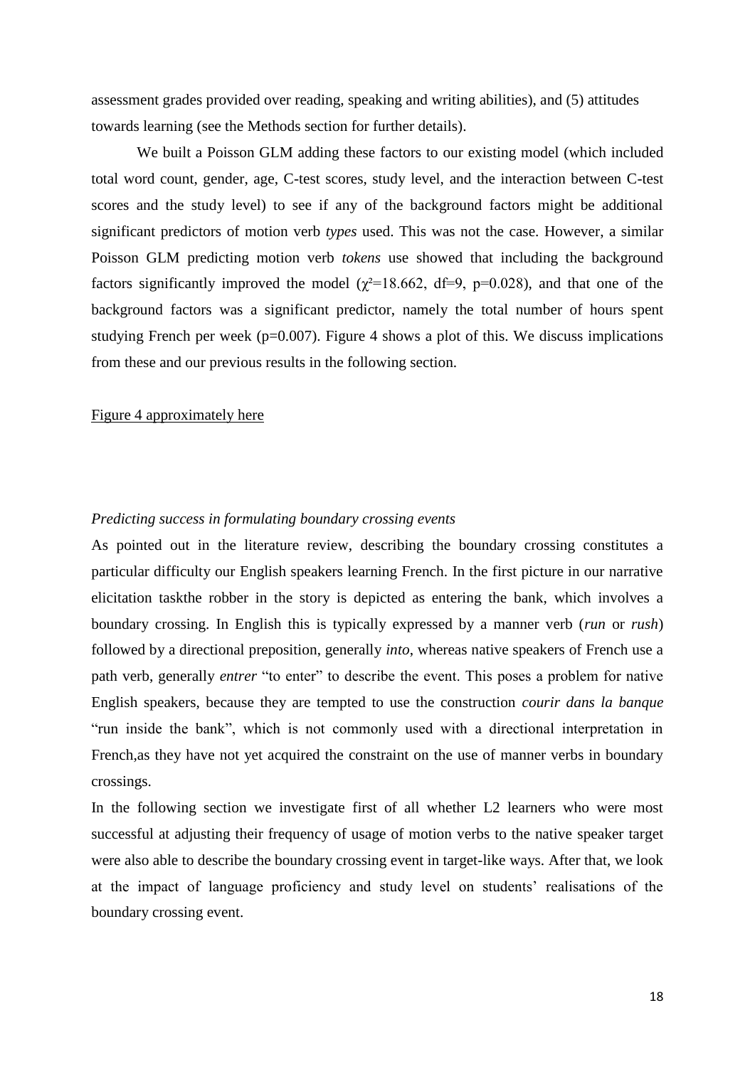assessment grades provided over reading, speaking and writing abilities), and (5) attitudes towards learning (see the Methods section for further details).

We built a Poisson GLM adding these factors to our existing model (which included total word count, gender, age, C-test scores, study level, and the interaction between C-test scores and the study level) to see if any of the background factors might be additional significant predictors of motion verb *types* used. This was not the case. However, a similar Poisson GLM predicting motion verb *tokens* use showed that including the background factors significantly improved the model ($\chi^2$=18.662, df=9, p=0.028), and that one of the background factors was a significant predictor, namely the total number of hours spent studying French per week (p=0.007). Figure 4 shows a plot of this. We discuss implications from these and our previous results in the following section.

Figure 4 approximately here

*Predicting success in formulating boundary crossing events*

As pointed out in the literature review, describing the boundary crossing constitutes a particular difficulty our English speakers learning French. In the first picture in our narrative elicitation taskthe robber in the story is depicted as entering the bank, which involves a boundary crossing. In English this is typically expressed by a manner verb (*run* or *rush*) followed by a directional preposition, generally *into*, whereas native speakers of French use a path verb, generally *entrer* "to enter" to describe the event. This poses a problem for native English speakers, because they are tempted to use the construction *courir dans la banque* "run inside the bank", which is not commonly used with a directional interpretation in French,as they have not yet acquired the constraint on the use of manner verbs in boundary crossings.

In the following section we investigate first of all whether L2 learners who were most successful at adjusting their frequency of usage of motion verbs to the native speaker target were also able to describe the boundary crossing event in target-like ways. After that, we look at the impact of language proficiency and study level on students' realisations of the boundary crossing event.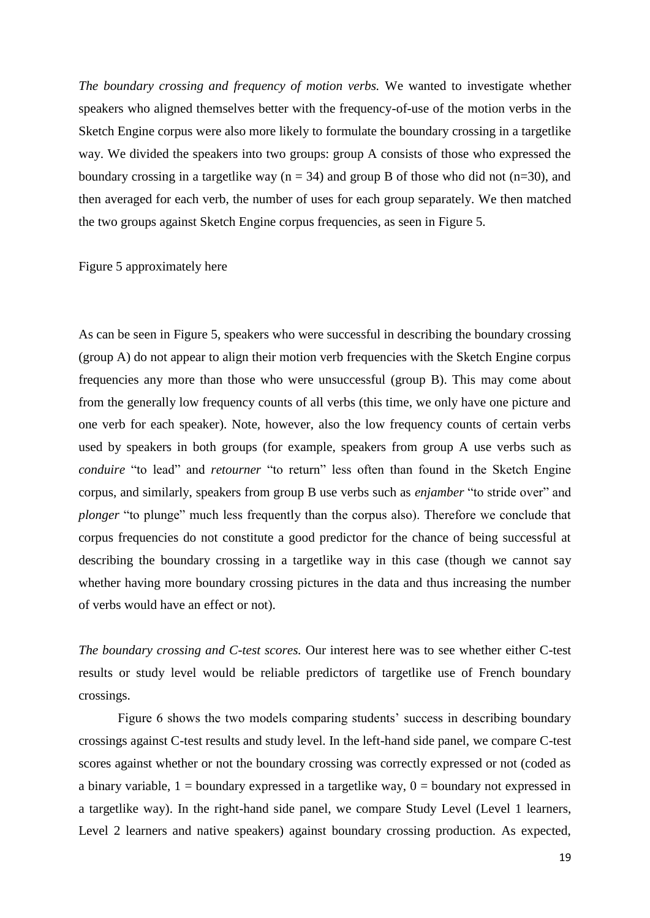*The boundary crossing and frequency of motion verbs.* We wanted to investigate whether speakers who aligned themselves better with the frequency-of-use of the motion verbs in the Sketch Engine corpus were also more likely to formulate the boundary crossing in a targetlike way. We divided the speakers into two groups: group A consists of those who expressed the boundary crossing in a targetlike way ($n = 34$) and group B of those who did not ($n=30$), and then averaged for each verb, the number of uses for each group separately. We then matched the two groups against Sketch Engine corpus frequencies, as seen in Figure 5.

Figure 5 approximately here

As can be seen in Figure 5, speakers who were successful in describing the boundary crossing (group A) do not appear to align their motion verb frequencies with the Sketch Engine corpus frequencies any more than those who were unsuccessful (group B). This may come about from the generally low frequency counts of all verbs (this time, we only have one picture and one verb for each speaker). Note, however, also the low frequency counts of certain verbs used by speakers in both groups (for example, speakers from group A use verbs such as *conduire* "to lead" and *retourner* "to return" less often than found in the Sketch Engine corpus, and similarly, speakers from group B use verbs such as *enjamber* "to stride over" and *plonger* "to plunge" much less frequently than the corpus also). Therefore we conclude that corpus frequencies do not constitute a good predictor for the chance of being successful at describing the boundary crossing in a targetlike way in this case (though we cannot say whether having more boundary crossing pictures in the data and thus increasing the number of verbs would have an effect or not).

*The boundary crossing and C-test scores.* Our interest here was to see whether either C-test results or study level would be reliable predictors of targetlike use of French boundary crossings.

Figure 6 shows the two models comparing students' success in describing boundary crossings against C-test results and study level. In the left-hand side panel, we compare C-test scores against whether or not the boundary crossing was correctly expressed or not (coded as a binary variable, 1 = boundary expressed in a targetlike way, 0 = boundary not expressed in a targetlike way). In the right-hand side panel, we compare Study Level (Level 1 learners, Level 2 learners and native speakers) against boundary crossing production. As expected,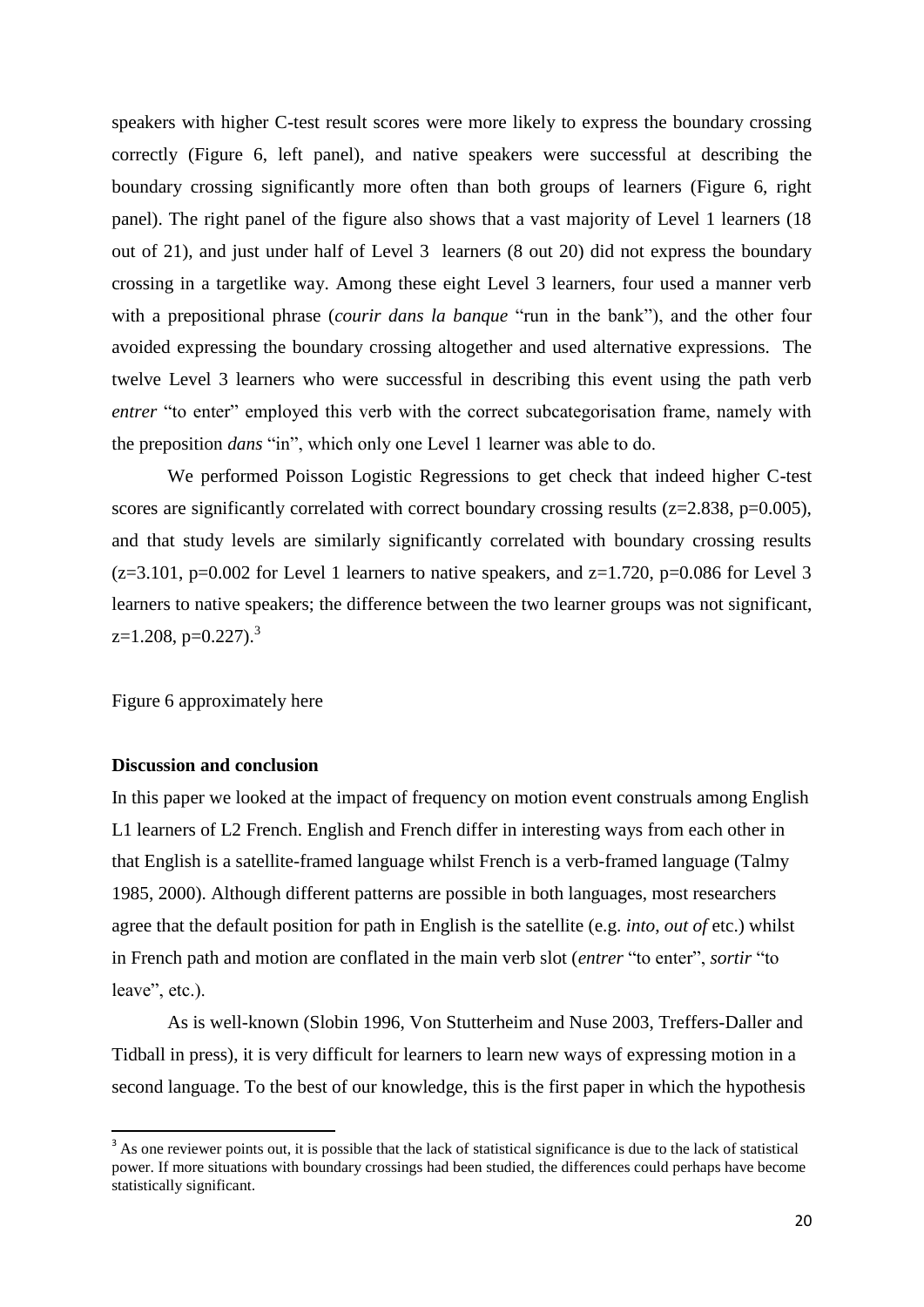speakers with higher C-test result scores were more likely to express the boundary crossing correctly (Figure 6, left panel), and native speakers were successful at describing the boundary crossing significantly more often than both groups of learners (Figure 6, right panel). The right panel of the figure also shows that a vast majority of Level 1 learners (18 out of 21), and just under half of Level 3 learners (8 out 20) did not express the boundary crossing in a targetlike way. Among these eight Level 3 learners, four used a manner verb with a prepositional phrase (*courir dans la banque* "run in the bank"), and the other four avoided expressing the boundary crossing altogether and used alternative expressions. The twelve Level 3 learners who were successful in describing this event using the path verb *entrer* "to enter" employed this verb with the correct subcategorisation frame, namely with the preposition *dans* "in", which only one Level 1 learner was able to do.

We performed Poisson Logistic Regressions to get check that indeed higher C-test scores are significantly correlated with correct boundary crossing results ($z=2.838$, $p=0.005$), and that study levels are similarly significantly correlated with boundary crossing results ($z=3.101$, $p=0.002$ for Level 1 learners to native speakers, and $z=1.720$, $p=0.086$ for Level 3 learners to native speakers; the difference between the two learner groups was not significant, $z=1.208$, $p=0.227$).[3]

Figure 6 approximately here

**Discussion and conclusion**

In this paper we looked at the impact of frequency on motion event construals among English L1 learners of L2 French. English and French differ in interesting ways from each other in that English is a satellite-framed language whilst French is a verb-framed language (Talmy 1985, 2000). Although different patterns are possible in both languages, most researchers agree that the default position for path in English is the satellite (e.g. *into*, *out of* etc.) whilst in French path and motion are conflated in the main verb slot (*entrer* "to enter", *sortir* "to leave", etc.).

As is well-known (Slobin 1996, Von Stutterheim and Nuse 2003, Treffers-Daller and Tidball in press), it is very difficult for learners to learn new ways of expressing motion in a second language. To the best of our knowledge, this is the first paper in which the hypothesis

[3] As one reviewer points out, it is possible that the lack of statistical significance is due to the lack of statistical power. If more situations with boundary crossings had been studied, the differences could perhaps have become statistically significant.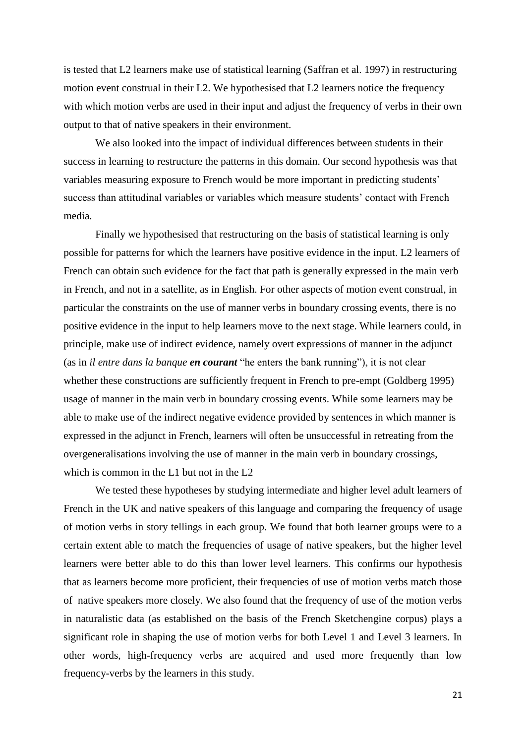is tested that L2 learners make use of statistical learning (Saffran et al. 1997) in restructuring motion event construal in their L2. We hypothesised that L2 learners notice the frequency with which motion verbs are used in their input and adjust the frequency of verbs in their own output to that of native speakers in their environment.

We also looked into the impact of individual differences between students in their success in learning to restructure the patterns in this domain. Our second hypothesis was that variables measuring exposure to French would be more important in predicting students' success than attitudinal variables or variables which measure students' contact with French media.

Finally we hypothesised that restructuring on the basis of statistical learning is only possible for patterns for which the learners have positive evidence in the input. L2 learners of French can obtain such evidence for the fact that path is generally expressed in the main verb in French, and not in a satellite, as in English. For other aspects of motion event construal, in particular the constraints on the use of manner verbs in boundary crossing events, there is no positive evidence in the input to help learners move to the next stage. While learners could, in principle, make use of indirect evidence, namely overt expressions of manner in the adjunct (as in *il entre dans la banque* ***en courant*** "he enters the bank running"), it is not clear whether these constructions are sufficiently frequent in French to pre-empt (Goldberg 1995) usage of manner in the main verb in boundary crossing events. While some learners may be able to make use of the indirect negative evidence provided by sentences in which manner is expressed in the adjunct in French, learners will often be unsuccessful in retreating from the overgeneralisations involving the use of manner in the main verb in boundary crossings, which is common in the L1 but not in the L2

We tested these hypotheses by studying intermediate and higher level adult learners of French in the UK and native speakers of this language and comparing the frequency of usage of motion verbs in story tellings in each group. We found that both learner groups were to a certain extent able to match the frequencies of usage of native speakers, but the higher level learners were better able to do this than lower level learners. This confirms our hypothesis that as learners become more proficient, their frequencies of use of motion verbs match those of native speakers more closely. We also found that the frequency of use of the motion verbs in naturalistic data (as established on the basis of the French Sketchengine corpus) plays a significant role in shaping the use of motion verbs for both Level 1 and Level 3 learners. In other words, high-frequency verbs are acquired and used more frequently than low frequency-verbs by the learners in this study.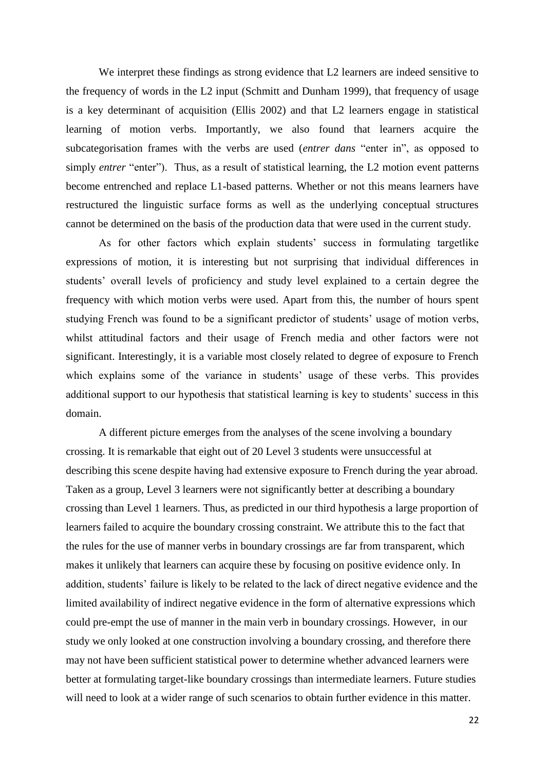We interpret these findings as strong evidence that L2 learners are indeed sensitive to the frequency of words in the L2 input (Schmitt and Dunham 1999), that frequency of usage is a key determinant of acquisition (Ellis 2002) and that L2 learners engage in statistical learning of motion verbs. Importantly, we also found that learners acquire the subcategorisation frames with the verbs are used (*entrer dans* "enter in", as opposed to simply *entrer* "enter"). Thus, as a result of statistical learning, the L2 motion event patterns become entrenched and replace L1-based patterns. Whether or not this means learners have restructured the linguistic surface forms as well as the underlying conceptual structures cannot be determined on the basis of the production data that were used in the current study.

As for other factors which explain students' success in formulating targetlike expressions of motion, it is interesting but not surprising that individual differences in students' overall levels of proficiency and study level explained to a certain degree the frequency with which motion verbs were used. Apart from this, the number of hours spent studying French was found to be a significant predictor of students' usage of motion verbs, whilst attitudinal factors and their usage of French media and other factors were not significant. Interestingly, it is a variable most closely related to degree of exposure to French which explains some of the variance in students' usage of these verbs. This provides additional support to our hypothesis that statistical learning is key to students' success in this domain.

A different picture emerges from the analyses of the scene involving a boundary crossing. It is remarkable that eight out of 20 Level 3 students were unsuccessful at describing this scene despite having had extensive exposure to French during the year abroad. Taken as a group, Level 3 learners were not significantly better at describing a boundary crossing than Level 1 learners. Thus, as predicted in our third hypothesis a large proportion of learners failed to acquire the boundary crossing constraint. We attribute this to the fact that the rules for the use of manner verbs in boundary crossings are far from transparent, which makes it unlikely that learners can acquire these by focusing on positive evidence only. In addition, students' failure is likely to be related to the lack of direct negative evidence and the limited availability of indirect negative evidence in the form of alternative expressions which could pre-empt the use of manner in the main verb in boundary crossings. However, in our study we only looked at one construction involving a boundary crossing, and therefore there may not have been sufficient statistical power to determine whether advanced learners were better at formulating target-like boundary crossings than intermediate learners. Future studies will need to look at a wider range of such scenarios to obtain further evidence in this matter.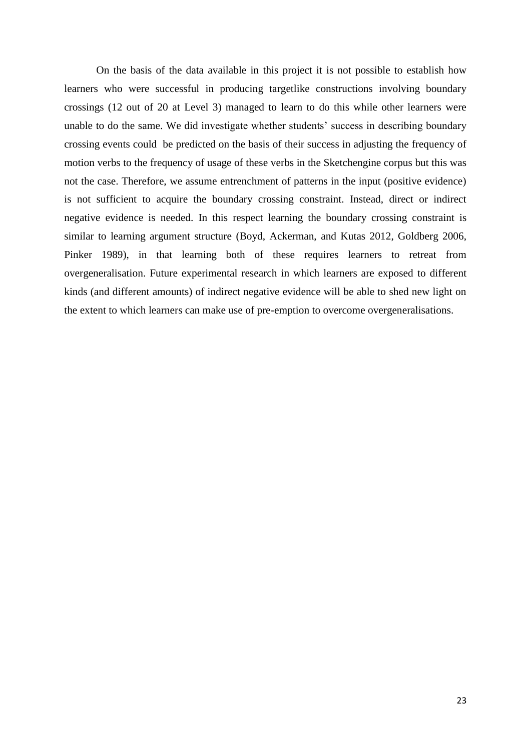On the basis of the data available in this project it is not possible to establish how learners who were successful in producing targetlike constructions involving boundary crossings (12 out of 20 at Level 3) managed to learn to do this while other learners were unable to do the same. We did investigate whether students' success in describing boundary crossing events could be predicted on the basis of their success in adjusting the frequency of motion verbs to the frequency of usage of these verbs in the Sketchengine corpus but this was not the case. Therefore, we assume entrenchment of patterns in the input (positive evidence) is not sufficient to acquire the boundary crossing constraint. Instead, direct or indirect negative evidence is needed. In this respect learning the boundary crossing constraint is similar to learning argument structure (Boyd, Ackerman, and Kutas 2012, Goldberg 2006, Pinker 1989), in that learning both of these requires learners to retreat from overgeneralisation. Future experimental research in which learners are exposed to different kinds (and different amounts) of indirect negative evidence will be able to shed new light on the extent to which learners can make use of pre-emption to overcome overgeneralisations.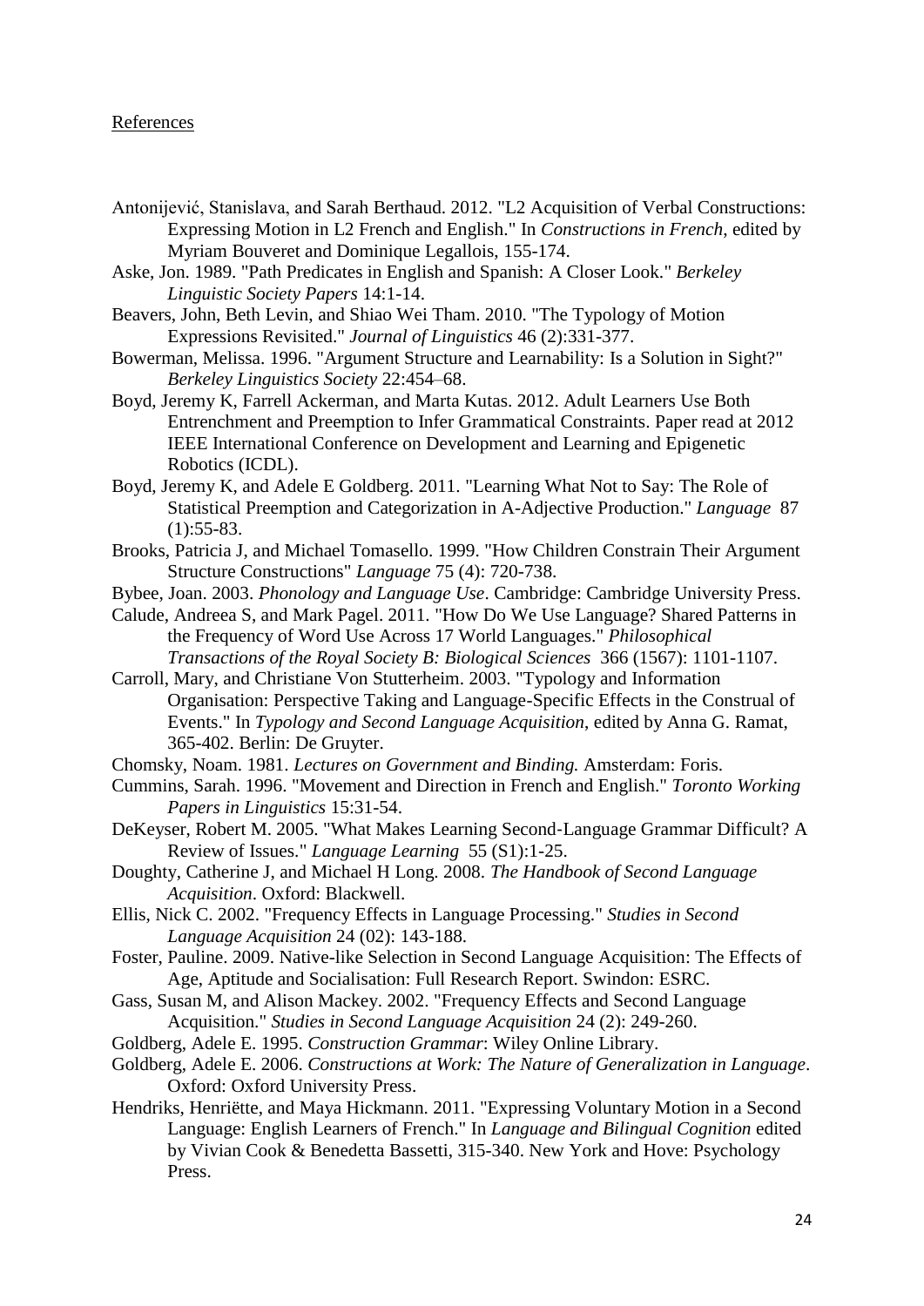References

Antonijević, Stanislava, and Sarah Berthaud. 2012. "L2 Acquisition of Verbal Constructions: Expressing Motion in L2 French and English." In *Constructions in French*, edited by Myriam Bouveret and Dominique Legallois, 155-174.

Aske, Jon. 1989. "Path Predicates in English and Spanish: A Closer Look." *Berkeley Linguistic Society Papers* 14:1-14.

Beavers, John, Beth Levin, and Shiao Wei Tham. 2010. "The Typology of Motion Expressions Revisited." *Journal of Linguistics* 46 (2):331-377.

Bowerman, Melissa. 1996. "Argument Structure and Learnability: Is a Solution in Sight?" *Berkeley Linguistics Society* 22:454–68.

Boyd, Jeremy K, Farrell Ackerman, and Marta Kutas. 2012. Adult Learners Use Both Entrenchment and Preemption to Infer Grammatical Constraints. Paper read at 2012 IEEE International Conference on Development and Learning and Epigenetic Robotics (ICDL).

Boyd, Jeremy K, and Adele E Goldberg. 2011. "Learning What Not to Say: The Role of Statistical Preemption and Categorization in A-Adjective Production." *Language* 87 (1):55-83.

Brooks, Patricia J, and Michael Tomasello. 1999. "How Children Constrain Their Argument Structure Constructions" *Language* 75 (4): 720-738.

Bybee, Joan. 2003. *Phonology and Language Use*. Cambridge: Cambridge University Press.

Calude, Andreea S, and Mark Pagel. 2011. "How Do We Use Language? Shared Patterns in the Frequency of Word Use Across 17 World Languages." *Philosophical Transactions of the Royal Society B: Biological Sciences* 366 (1567): 1101-1107.

Carroll, Mary, and Christiane Von Stutterheim. 2003. "Typology and Information Organisation: Perspective Taking and Language-Specific Effects in the Construal of Events." In *Typology and Second Language Acquisition*, edited by Anna G. Ramat, 365-402. Berlin: De Gruyter.

Chomsky, Noam. 1981. *Lectures on Government and Binding.* Amsterdam: Foris.

Cummins, Sarah. 1996. "Movement and Direction in French and English." *Toronto Working Papers in Linguistics* 15:31-54.

DeKeyser, Robert M. 2005. "What Makes Learning Second-Language Grammar Difficult? A Review of Issues." *Language Learning* 55 (S1):1-25.

Doughty, Catherine J, and Michael H Long. 2008. *The Handbook of Second Language Acquisition*. Oxford: Blackwell.

Ellis, Nick C. 2002. "Frequency Effects in Language Processing." *Studies in Second Language Acquisition* 24 (02): 143-188.

Foster, Pauline. 2009. Native-like Selection in Second Language Acquisition: The Effects of Age, Aptitude and Socialisation: Full Research Report. Swindon: ESRC.

Gass, Susan M, and Alison Mackey. 2002. "Frequency Effects and Second Language Acquisition." *Studies in Second Language Acquisition* 24 (2): 249-260.

Goldberg, Adele E. 1995. *Construction Grammar*: Wiley Online Library.

Goldberg, Adele E. 2006. *Constructions at Work: The Nature of Generalization in Language*. Oxford: Oxford University Press.

Hendriks, Henriëtte, and Maya Hickmann. 2011. "Expressing Voluntary Motion in a Second Language: English Learners of French." In *Language and Bilingual Cognition* edited by Vivian Cook & Benedetta Bassetti, 315-340. New York and Hove: Psychology Press.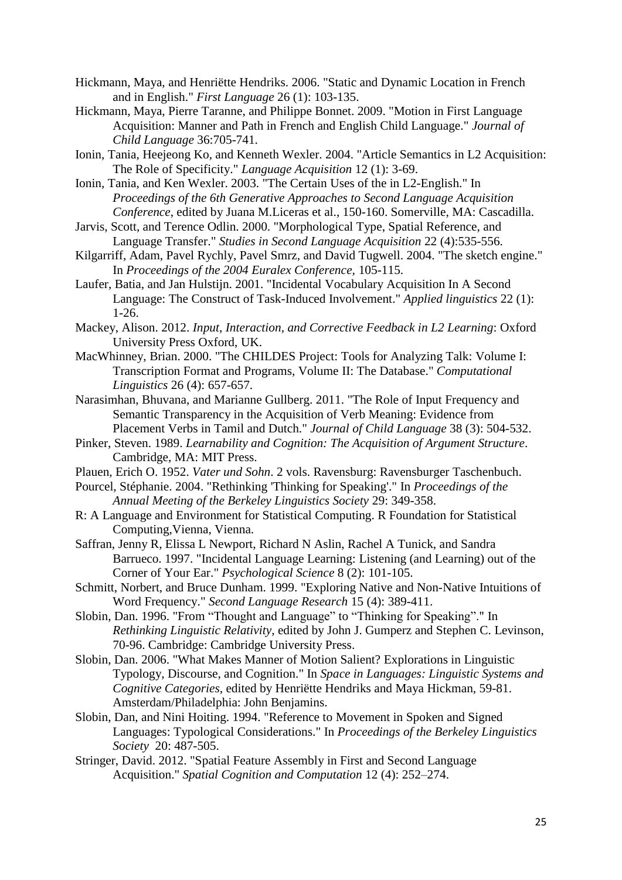Hickmann, Maya, and Henriëtte Hendriks. 2006. "Static and Dynamic Location in French and in English." *First Language* 26 (1): 103-135.

Hickmann, Maya, Pierre Taranne, and Philippe Bonnet. 2009. "Motion in First Language Acquisition: Manner and Path in French and English Child Language." *Journal of Child Language* 36:705-741.

Ionin, Tania, Heejeong Ko, and Kenneth Wexler. 2004. "Article Semantics in L2 Acquisition: The Role of Specificity." *Language Acquisition* 12 (1): 3-69.

Ionin, Tania, and Ken Wexler. 2003. "The Certain Uses of the in L2-English." In *Proceedings of the 6th Generative Approaches to Second Language Acquisition Conference*, edited by Juana M.Liceras et al., 150-160. Somerville, MA: Cascadilla.

Jarvis, Scott, and Terence Odlin. 2000. "Morphological Type, Spatial Reference, and Language Transfer." *Studies in Second Language Acquisition* 22 (4):535-556.

Kilgarriff, Adam, Pavel Rychly, Pavel Smrz, and David Tugwell. 2004. "The sketch engine." In *Proceedings of the 2004 Euralex Conference*, 105-115.

Laufer, Batia, and Jan Hulstijn. 2001. "Incidental Vocabulary Acquisition In A Second Language: The Construct of Task-Induced Involvement." *Applied linguistics* 22 (1): 1-26.

Mackey, Alison. 2012. *Input, Interaction, and Corrective Feedback in L2 Learning*: Oxford University Press Oxford, UK.

MacWhinney, Brian. 2000. "The CHILDES Project: Tools for Analyzing Talk: Volume I: Transcription Format and Programs, Volume II: The Database." *Computational Linguistics* 26 (4): 657-657.

Narasimhan, Bhuvana, and Marianne Gullberg. 2011. "The Role of Input Frequency and Semantic Transparency in the Acquisition of Verb Meaning: Evidence from Placement Verbs in Tamil and Dutch." *Journal of Child Language* 38 (3): 504-532.

Pinker, Steven. 1989. *Learnability and Cognition: The Acquisition of Argument Structure*. Cambridge, MA: MIT Press.

Plauen, Erich O. 1952. *Vater und Sohn*. 2 vols. Ravensburg: Ravensburger Taschenbuch.

Pourcel, Stéphanie. 2004. "Rethinking 'Thinking for Speaking'." In *Proceedings of the Annual Meeting of the Berkeley Linguistics Society* 29: 349-358.

R: A Language and Environment for Statistical Computing. R Foundation for Statistical Computing,Vienna, Vienna.

Saffran, Jenny R, Elissa L Newport, Richard N Aslin, Rachel A Tunick, and Sandra Barrueco. 1997. "Incidental Language Learning: Listening (and Learning) out of the Corner of Your Ear." *Psychological Science* 8 (2): 101-105.

Schmitt, Norbert, and Bruce Dunham. 1999. "Exploring Native and Non-Native Intuitions of Word Frequency." *Second Language Research* 15 (4): 389-411.

Slobin, Dan. 1996. "From "Thought and Language" to "Thinking for Speaking"." In *Rethinking Linguistic Relativity*, edited by John J. Gumperz and Stephen C. Levinson, 70-96. Cambridge: Cambridge University Press.

Slobin, Dan. 2006. "What Makes Manner of Motion Salient? Explorations in Linguistic Typology, Discourse, and Cognition." In *Space in Languages: Linguistic Systems and Cognitive Categories*, edited by Henriëtte Hendriks and Maya Hickman, 59-81. Amsterdam/Philadelphia: John Benjamins.

Slobin, Dan, and Nini Hoiting. 1994. "Reference to Movement in Spoken and Signed Languages: Typological Considerations." In *Proceedings of the Berkeley Linguistics Society* 20: 487-505.

Stringer, David. 2012. "Spatial Feature Assembly in First and Second Language Acquisition." *Spatial Cognition and Computation* 12 (4): 252–274.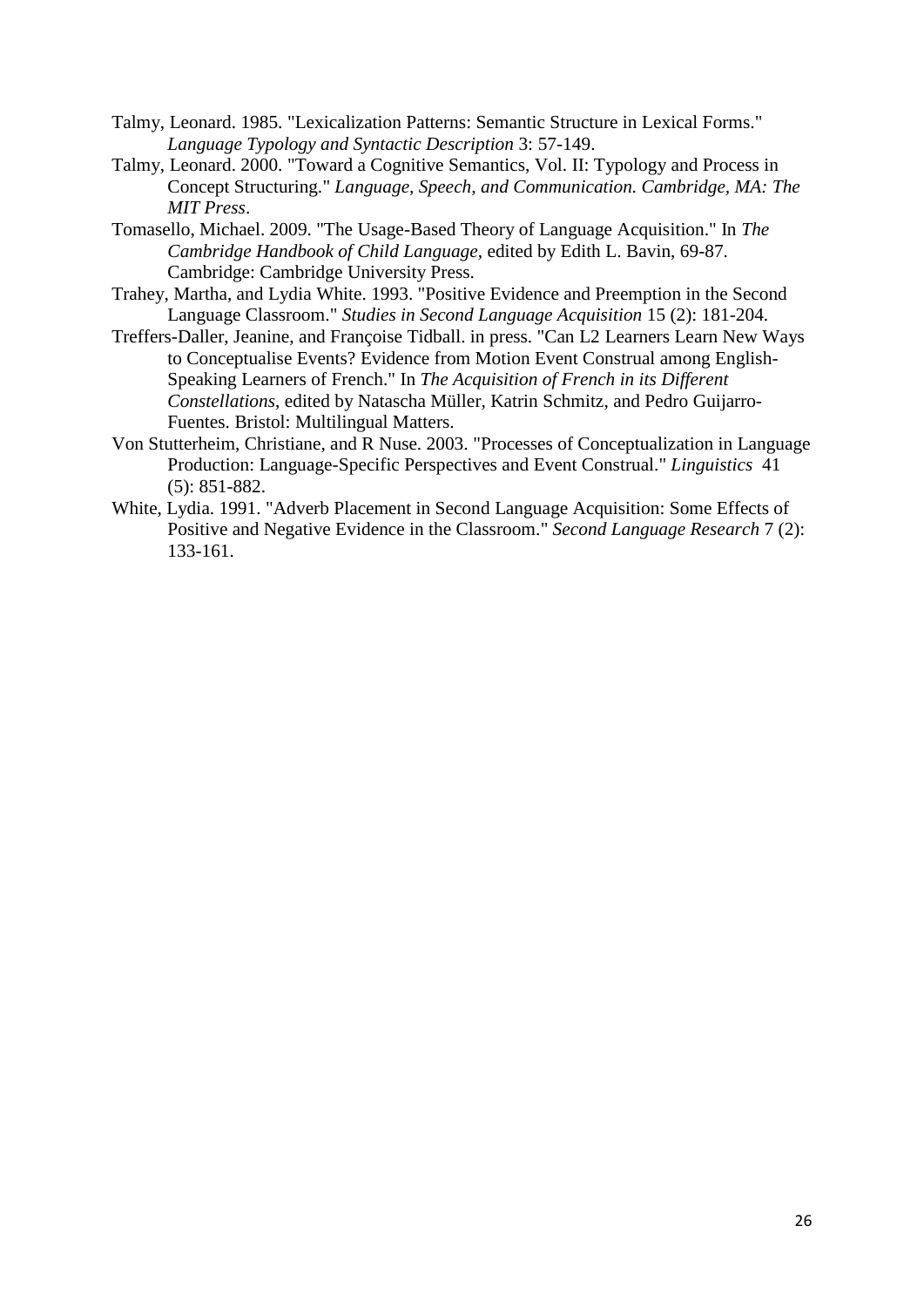Talmy, Leonard. 1985. "Lexicalization Patterns: Semantic Structure in Lexical Forms." *Language Typology and Syntactic Description* 3: 57-149.

Talmy, Leonard. 2000. "Toward a Cognitive Semantics, Vol. II: Typology and Process in Concept Structuring." *Language, Speech, and Communication. Cambridge, MA: The MIT Press*.

Tomasello, Michael. 2009. "The Usage-Based Theory of Language Acquisition." In *The Cambridge Handbook of Child Language*, edited by Edith L. Bavin, 69-87. Cambridge: Cambridge University Press.

Trahey, Martha, and Lydia White. 1993. "Positive Evidence and Preemption in the Second Language Classroom." *Studies in Second Language Acquisition* 15 (2): 181-204.

Treffers-Daller, Jeanine, and Françoise Tidball. in press. "Can L2 Learners Learn New Ways to Conceptualise Events? Evidence from Motion Event Construal among English-Speaking Learners of French." In *The Acquisition of French in its Different Constellations*, edited by Natascha Müller, Katrin Schmitz, and Pedro Guijarro-Fuentes. Bristol: Multilingual Matters.

Von Stutterheim, Christiane, and R Nuse. 2003. "Processes of Conceptualization in Language Production: Language-Specific Perspectives and Event Construal." *Linguistics* 41 (5): 851-882.

White, Lydia. 1991. "Adverb Placement in Second Language Acquisition: Some Effects of Positive and Negative Evidence in the Classroom." *Second Language Research* 7 (2): 133-161.